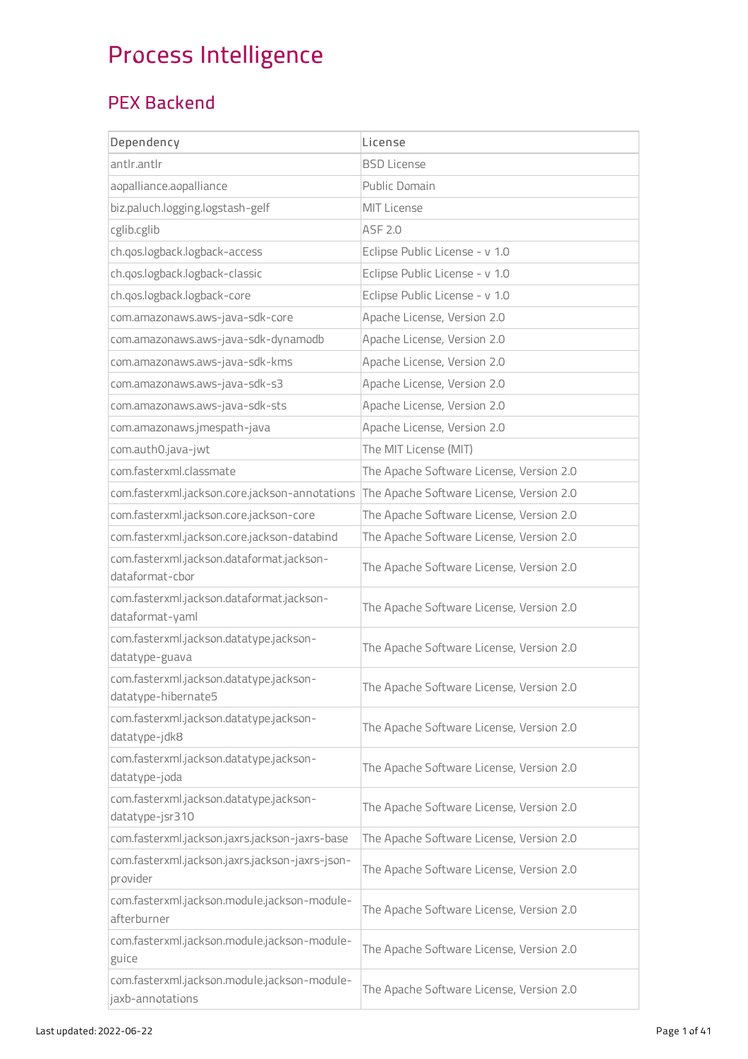# Process Intelligence

## PEX Backend

| Dependency | License |
| --- | --- |
| antlr.antlr | BSD License |
| aopalliance.aopalliance | Public Domain |
| biz.paluch.logging.logstash-gelf | MIT License |
| cglib.cglib | ASF 2.0 |
| ch.qos.logback.logback-access | Eclipse Public License - v 1.0 |
| ch.qos.logback.logback-classic | Eclipse Public License - v 1.0 |
| ch.qos.logback.logback-core | Eclipse Public License - v 1.0 |
| com.amazonaws.aws-java-sdk-core | Apache License, Version 2.0 |
| com.amazonaws.aws-java-sdk-dynamodb | Apache License, Version 2.0 |
| com.amazonaws.aws-java-sdk-kms | Apache License, Version 2.0 |
| com.amazonaws.aws-java-sdk-s3 | Apache License, Version 2.0 |
| com.amazonaws.aws-java-sdk-sts | Apache License, Version 2.0 |
| com.amazonaws.jmespath-java | Apache License, Version 2.0 |
| com.auth0.java-jwt | The MIT License (MIT) |
| com.fasterxml.classmate | The Apache Software License, Version 2.0 |
| com.fasterxml.jackson.core.jackson-annotations | The Apache Software License, Version 2.0 |
| com.fasterxml.jackson.core.jackson-core | The Apache Software License, Version 2.0 |
| com.fasterxml.jackson.core.jackson-databind | The Apache Software License, Version 2.0 |
| com.fasterxml.jackson.dataformat.jackson-dataformat-cbor | The Apache Software License, Version 2.0 |
| com.fasterxml.jackson.dataformat.jackson-dataformat-yaml | The Apache Software License, Version 2.0 |
| com.fasterxml.jackson.datatype.jackson-datatype-guava | The Apache Software License, Version 2.0 |
| com.fasterxml.jackson.datatype.jackson-datatype-hibernate5 | The Apache Software License, Version 2.0 |
| com.fasterxml.jackson.datatype.jackson-datatype-jdk8 | The Apache Software License, Version 2.0 |
| com.fasterxml.jackson.datatype.jackson-datatype-joda | The Apache Software License, Version 2.0 |
| com.fasterxml.jackson.datatype.jackson-datatype-jsr310 | The Apache Software License, Version 2.0 |
| com.fasterxml.jackson.jaxrs.jackson-jaxrs-base | The Apache Software License, Version 2.0 |
| com.fasterxml.jackson.jaxrs.jackson-jaxrs-json-provider | The Apache Software License, Version 2.0 |
| com.fasterxml.jackson.module.jackson-module-afterburner | The Apache Software License, Version 2.0 |
| com.fasterxml.jackson.module.jackson-module-guice | The Apache Software License, Version 2.0 |
| com.fasterxml.jackson.module.jackson-module-jaxb-annotations | The Apache Software License, Version 2.0 |

Last updated: 2022-06-22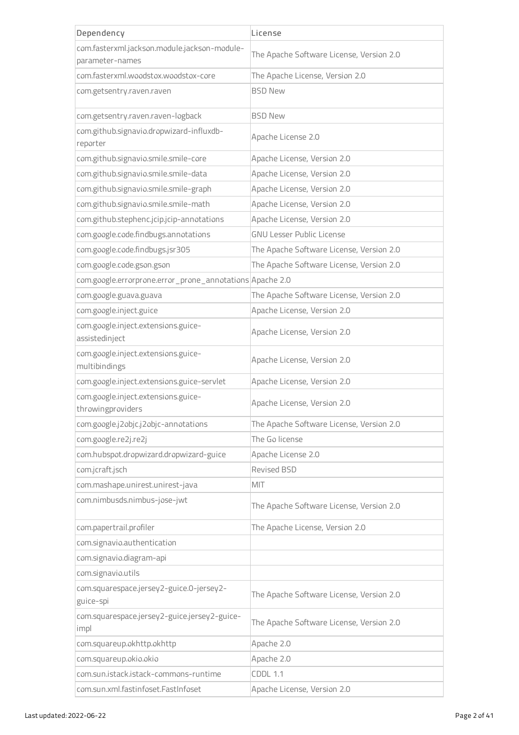| Dependency | License |
|---|---|
| com.fasterxml.jackson.module.jackson-module-parameter-names | The Apache Software License, Version 2.0 |
| com.fasterxml.woodstox.woodstox-core | The Apache License, Version 2.0 |
| com.getsentry.raven.raven | BSD New |
| com.getsentry.raven.raven-logback | BSD New |
| com.github.signavio.dropwizard-influxdb-reporter | Apache License 2.0 |
| com.github.signavio.smile.smile-core | Apache License, Version 2.0 |
| com.github.signavio.smile.smile-data | Apache License, Version 2.0 |
| com.github.signavio.smile.smile-graph | Apache License, Version 2.0 |
| com.github.signavio.smile.smile-math | Apache License, Version 2.0 |
| com.github.stephenc.jcip.jcip-annotations | Apache License, Version 2.0 |
| com.google.code.findbugs.annotations | GNU Lesser Public License |
| com.google.code.findbugs.jsr305 | The Apache Software License, Version 2.0 |
| com.google.code.gson.gson | The Apache Software License, Version 2.0 |
| com.google.errorprone.error_prone_annotations | Apache 2.0 |
| com.google.guava.guava | The Apache Software License, Version 2.0 |
| com.google.inject.guice | Apache License, Version 2.0 |
| com.google.inject.extensions.guice-assistedinject | Apache License, Version 2.0 |
| com.google.inject.extensions.guice-multibindings | Apache License, Version 2.0 |
| com.google.inject.extensions.guice-servlet | Apache License, Version 2.0 |
| com.google.inject.extensions.guice-throwingproviders | Apache License, Version 2.0 |
| com.google.j2objc.j2objc-annotations | The Apache Software License, Version 2.0 |
| com.google.re2j.re2j | The Go license |
| com.hubspot.dropwizard.dropwizard-guice | Apache License 2.0 |
| com.jcraft.jsch | Revised BSD |
| com.mashape.unirest.unirest-java | MIT |
| com.nimbusds.nimbus-jose-jwt | The Apache Software License, Version 2.0 |
| com.papertrail.profiler | The Apache License, Version 2.0 |
| com.signavio.authentication | |
| com.signavio.diagram-api | |
| com.signavio.utils | |
| com.squarespace.jersey2-guice.0-jersey2-guice-spi | The Apache Software License, Version 2.0 |
| com.squarespace.jersey2-guice.jersey2-guice-impl | The Apache Software License, Version 2.0 |
| com.squareup.okhttp.okhttp | Apache 2.0 |
| com.squareup.okio.okio | Apache 2.0 |
| com.sun.istack.istack-commons-runtime | CDDL 1.1 |
| com.sun.xml.fastinfoset.FastInfoset | Apache License, Version 2.0 |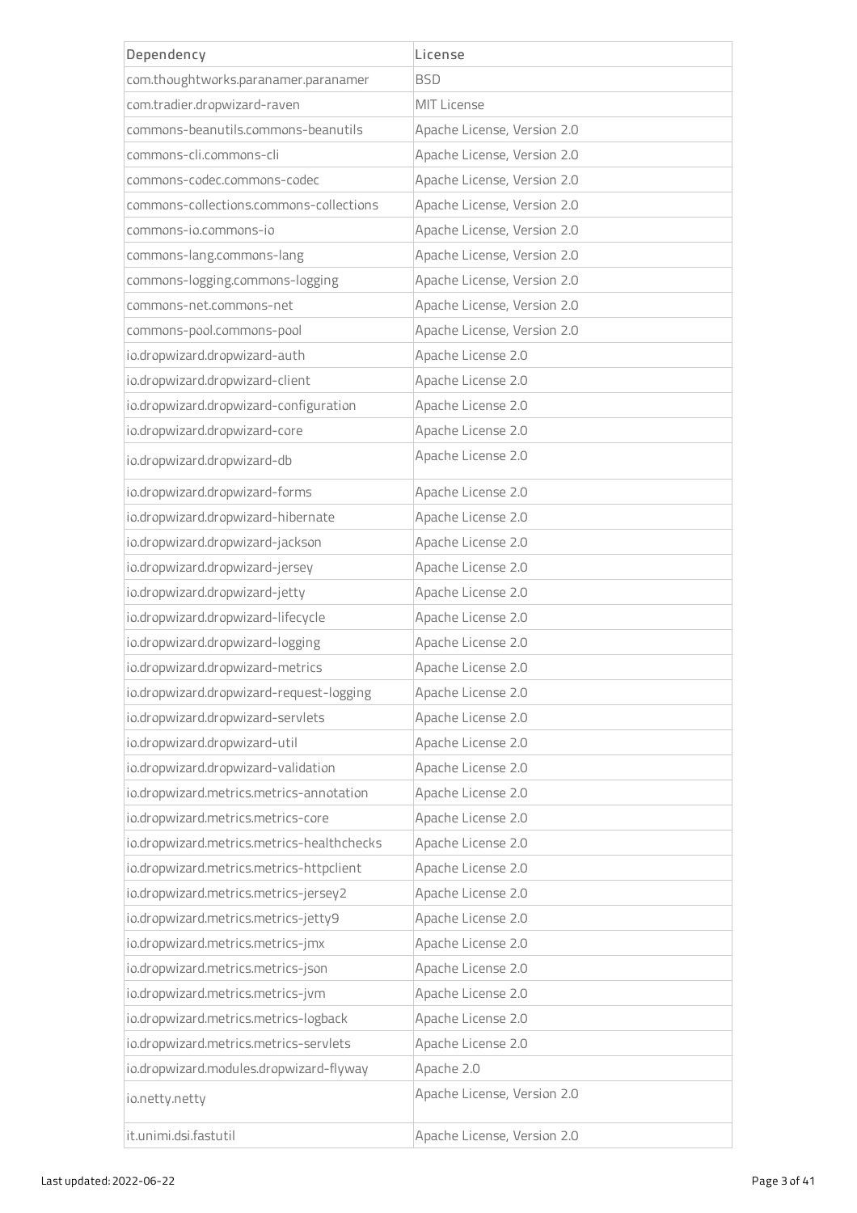| Dependency | License |
| --- | --- |
| com.thoughtworks.paranamer.paranamer | BSD |
| com.tradier.dropwizard-raven | MIT License |
| commons-beanutils.commons-beanutils | Apache License, Version 2.0 |
| commons-cli.commons-cli | Apache License, Version 2.0 |
| commons-codec.commons-codec | Apache License, Version 2.0 |
| commons-collections.commons-collections | Apache License, Version 2.0 |
| commons-io.commons-io | Apache License, Version 2.0 |
| commons-lang.commons-lang | Apache License, Version 2.0 |
| commons-logging.commons-logging | Apache License, Version 2.0 |
| commons-net.commons-net | Apache License, Version 2.0 |
| commons-pool.commons-pool | Apache License, Version 2.0 |
| io.dropwizard.dropwizard-auth | Apache License 2.0 |
| io.dropwizard.dropwizard-client | Apache License 2.0 |
| io.dropwizard.dropwizard-configuration | Apache License 2.0 |
| io.dropwizard.dropwizard-core | Apache License 2.0 |
| io.dropwizard.dropwizard-db | Apache License 2.0 |
| io.dropwizard.dropwizard-forms | Apache License 2.0 |
| io.dropwizard.dropwizard-hibernate | Apache License 2.0 |
| io.dropwizard.dropwizard-jackson | Apache License 2.0 |
| io.dropwizard.dropwizard-jersey | Apache License 2.0 |
| io.dropwizard.dropwizard-jetty | Apache License 2.0 |
| io.dropwizard.dropwizard-lifecycle | Apache License 2.0 |
| io.dropwizard.dropwizard-logging | Apache License 2.0 |
| io.dropwizard.dropwizard-metrics | Apache License 2.0 |
| io.dropwizard.dropwizard-request-logging | Apache License 2.0 |
| io.dropwizard.dropwizard-servlets | Apache License 2.0 |
| io.dropwizard.dropwizard-util | Apache License 2.0 |
| io.dropwizard.dropwizard-validation | Apache License 2.0 |
| io.dropwizard.metrics.metrics-annotation | Apache License 2.0 |
| io.dropwizard.metrics.metrics-core | Apache License 2.0 |
| io.dropwizard.metrics.metrics-healthchecks | Apache License 2.0 |
| io.dropwizard.metrics.metrics-httpclient | Apache License 2.0 |
| io.dropwizard.metrics.metrics-jersey2 | Apache License 2.0 |
| io.dropwizard.metrics.metrics-jetty9 | Apache License 2.0 |
| io.dropwizard.metrics.metrics-jmx | Apache License 2.0 |
| io.dropwizard.metrics.metrics-json | Apache License 2.0 |
| io.dropwizard.metrics.metrics-jvm | Apache License 2.0 |
| io.dropwizard.metrics.metrics-logback | Apache License 2.0 |
| io.dropwizard.metrics.metrics-servlets | Apache License 2.0 |
| io.dropwizard.modules.dropwizard-flyway | Apache 2.0 |
| io.netty.netty | Apache License, Version 2.0 |
| it.unimi.dsi.fastutil | Apache License, Version 2.0 |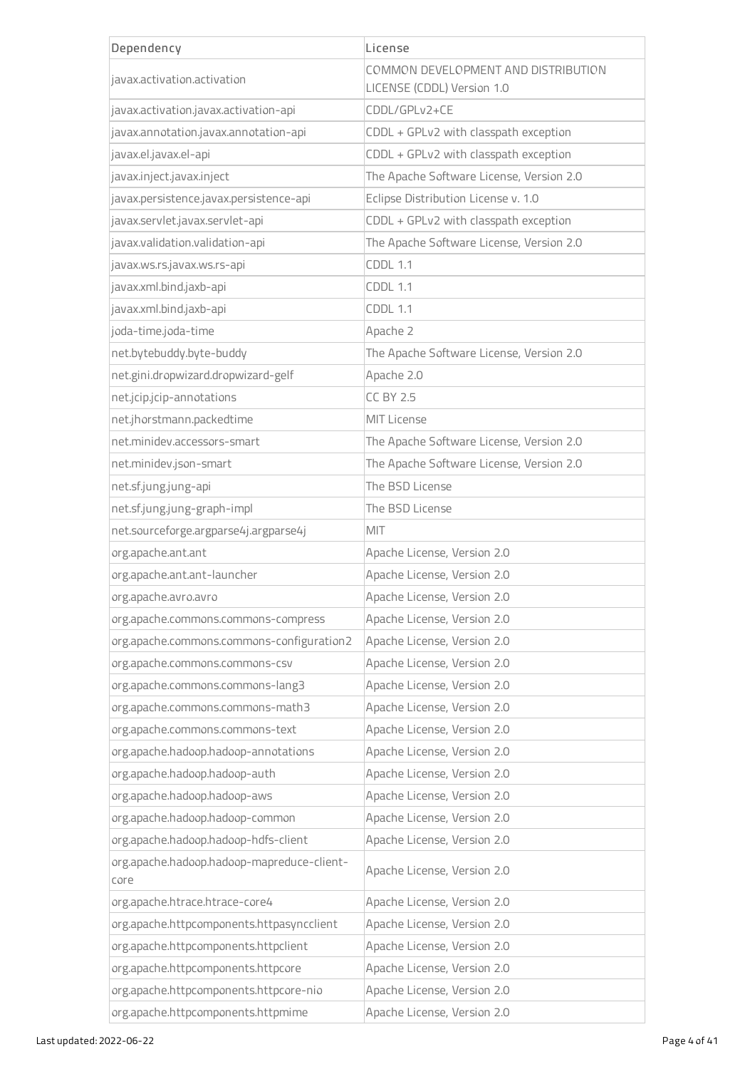| Dependency | License |
| --- | --- |
| javax.activation.activation | COMMON DEVELOPMENT AND DISTRIBUTION LICENSE (CDDL) Version 1.0 |
| javax.activation.javax.activation-api | CDDL/GPLv2+CE |
| javax.annotation.javax.annotation-api | CDDL + GPLv2 with classpath exception |
| javax.el.javax.el-api | CDDL + GPLv2 with classpath exception |
| javax.inject.javax.inject | The Apache Software License, Version 2.0 |
| javax.persistence.javax.persistence-api | Eclipse Distribution License v. 1.0 |
| javax.servlet.javax.servlet-api | CDDL + GPLv2 with classpath exception |
| javax.validation.validation-api | The Apache Software License, Version 2.0 |
| javax.ws.rs.javax.ws.rs-api | CDDL 1.1 |
| javax.xml.bind.jaxb-api | CDDL 1.1 |
| javax.xml.bind.jaxb-api | CDDL 1.1 |
| joda-time.joda-time | Apache 2 |
| net.bytebuddy.byte-buddy | The Apache Software License, Version 2.0 |
| net.gini.dropwizard.dropwizard-gelf | Apache 2.0 |
| net.jcip.jcip-annotations | CC BY 2.5 |
| net.jhorstmann.packedtime | MIT License |
| net.minidev.accessors-smart | The Apache Software License, Version 2.0 |
| net.minidev.json-smart | The Apache Software License, Version 2.0 |
| net.sf.jung.jung-api | The BSD License |
| net.sf.jung.jung-graph-impl | The BSD License |
| net.sourceforge.argparse4j.argparse4j | MIT |
| org.apache.ant.ant | Apache License, Version 2.0 |
| org.apache.ant.ant-launcher | Apache License, Version 2.0 |
| org.apache.avro.avro | Apache License, Version 2.0 |
| org.apache.commons.commons-compress | Apache License, Version 2.0 |
| org.apache.commons.commons-configuration2 | Apache License, Version 2.0 |
| org.apache.commons.commons-csv | Apache License, Version 2.0 |
| org.apache.commons.commons-lang3 | Apache License, Version 2.0 |
| org.apache.commons.commons-math3 | Apache License, Version 2.0 |
| org.apache.commons.commons-text | Apache License, Version 2.0 |
| org.apache.hadoop.hadoop-annotations | Apache License, Version 2.0 |
| org.apache.hadoop.hadoop-auth | Apache License, Version 2.0 |
| org.apache.hadoop.hadoop-aws | Apache License, Version 2.0 |
| org.apache.hadoop.hadoop-common | Apache License, Version 2.0 |
| org.apache.hadoop.hadoop-hdfs-client | Apache License, Version 2.0 |
| org.apache.hadoop.hadoop-mapreduce-client-core | Apache License, Version 2.0 |
| org.apache.htrace.htrace-core4 | Apache License, Version 2.0 |
| org.apache.httpcomponents.httpasyncclient | Apache License, Version 2.0 |
| org.apache.httpcomponents.httpclient | Apache License, Version 2.0 |
| org.apache.httpcomponents.httpcore | Apache License, Version 2.0 |
| org.apache.httpcomponents.httpcore-nio | Apache License, Version 2.0 |
| org.apache.httpcomponents.httpmime | Apache License, Version 2.0 |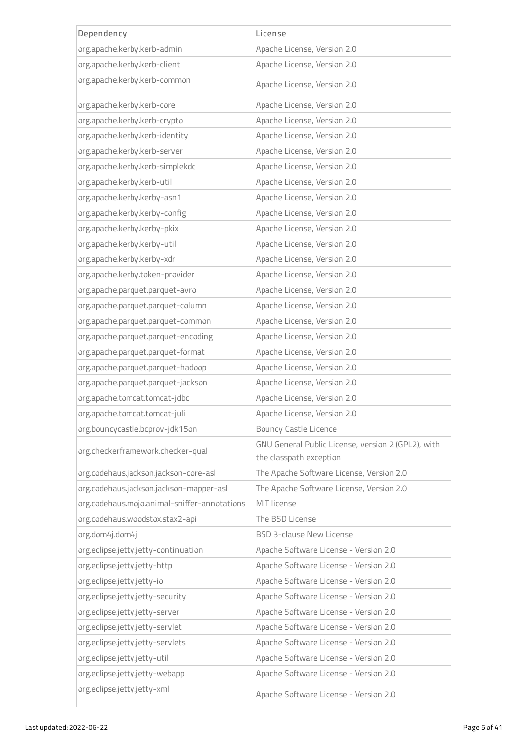| Dependency | License |
|---|---|
| org.apache.kerby.kerb-admin | Apache License, Version 2.0 |
| org.apache.kerby.kerb-client | Apache License, Version 2.0 |
| org.apache.kerby.kerb-common | Apache License, Version 2.0 |
| org.apache.kerby.kerb-core | Apache License, Version 2.0 |
| org.apache.kerby.kerb-crypto | Apache License, Version 2.0 |
| org.apache.kerby.kerb-identity | Apache License, Version 2.0 |
| org.apache.kerby.kerb-server | Apache License, Version 2.0 |
| org.apache.kerby.kerb-simplekdc | Apache License, Version 2.0 |
| org.apache.kerby.kerb-util | Apache License, Version 2.0 |
| org.apache.kerby.kerby-asn1 | Apache License, Version 2.0 |
| org.apache.kerby.kerby-config | Apache License, Version 2.0 |
| org.apache.kerby.kerby-pkix | Apache License, Version 2.0 |
| org.apache.kerby.kerby-util | Apache License, Version 2.0 |
| org.apache.kerby.kerby-xdr | Apache License, Version 2.0 |
| org.apache.kerby.token-provider | Apache License, Version 2.0 |
| org.apache.parquet.parquet-avro | Apache License, Version 2.0 |
| org.apache.parquet.parquet-column | Apache License, Version 2.0 |
| org.apache.parquet.parquet-common | Apache License, Version 2.0 |
| org.apache.parquet.parquet-encoding | Apache License, Version 2.0 |
| org.apache.parquet.parquet-format | Apache License, Version 2.0 |
| org.apache.parquet.parquet-hadoop | Apache License, Version 2.0 |
| org.apache.parquet.parquet-jackson | Apache License, Version 2.0 |
| org.apache.tomcat.tomcat-jdbc | Apache License, Version 2.0 |
| org.apache.tomcat.tomcat-juli | Apache License, Version 2.0 |
| org.bouncycastle.bcprov-jdk15on | Bouncy Castle Licence |
| org.checkerframework.checker-qual | GNU General Public License, version 2 (GPL2), with the classpath exception |
| org.codehaus.jackson.jackson-core-asl | The Apache Software License, Version 2.0 |
| org.codehaus.jackson.jackson-mapper-asl | The Apache Software License, Version 2.0 |
| org.codehaus.mojo.animal-sniffer-annotations | MIT license |
| org.codehaus.woodstox.stax2-api | The BSD License |
| org.dom4j.dom4j | BSD 3-clause New License |
| org.eclipse.jetty.jetty-continuation | Apache Software License - Version 2.0 |
| org.eclipse.jetty.jetty-http | Apache Software License - Version 2.0 |
| org.eclipse.jetty.jetty-io | Apache Software License - Version 2.0 |
| org.eclipse.jetty.jetty-security | Apache Software License - Version 2.0 |
| org.eclipse.jetty.jetty-server | Apache Software License - Version 2.0 |
| org.eclipse.jetty.jetty-servlet | Apache Software License - Version 2.0 |
| org.eclipse.jetty.jetty-servlets | Apache Software License - Version 2.0 |
| org.eclipse.jetty.jetty-util | Apache Software License - Version 2.0 |
| org.eclipse.jetty.jetty-webapp | Apache Software License - Version 2.0 |
| org.eclipse.jetty.jetty-xml | Apache Software License - Version 2.0 |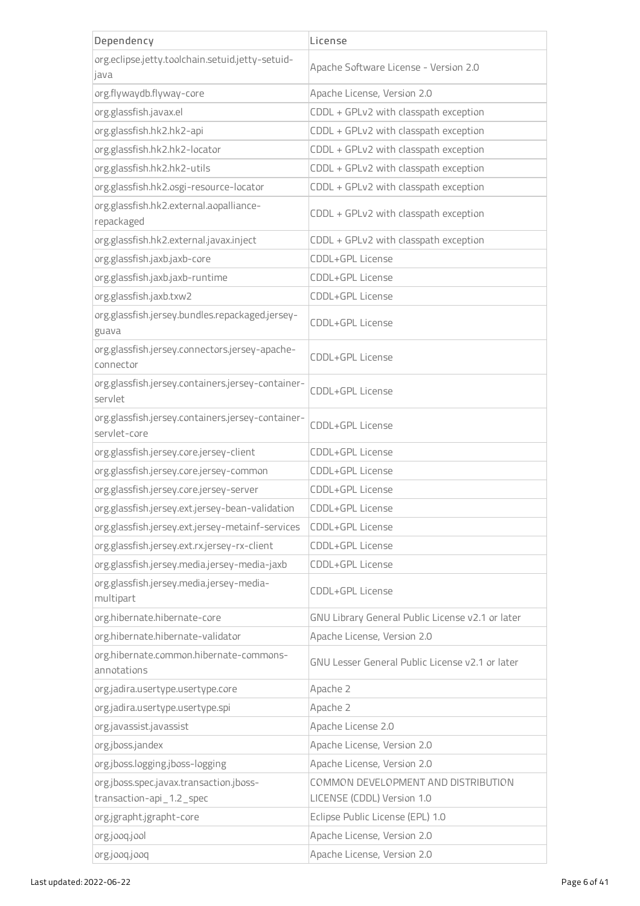| Dependency | License |
| --- | --- |
| org.eclipse.jetty.toolchain.setuid.jetty-setuid-java | Apache Software License - Version 2.0 |
| org.flywaydb.flyway-core | Apache License, Version 2.0 |
| org.glassfish.javax.el | CDDL + GPLv2 with classpath exception |
| org.glassfish.hk2.hk2-api | CDDL + GPLv2 with classpath exception |
| org.glassfish.hk2.hk2-locator | CDDL + GPLv2 with classpath exception |
| org.glassfish.hk2.hk2-utils | CDDL + GPLv2 with classpath exception |
| org.glassfish.hk2.osgi-resource-locator | CDDL + GPLv2 with classpath exception |
| org.glassfish.hk2.external.aopalliance-repackaged | CDDL + GPLv2 with classpath exception |
| org.glassfish.hk2.external.javax.inject | CDDL + GPLv2 with classpath exception |
| org.glassfish.jaxb.jaxb-core | CDDL+GPL License |
| org.glassfish.jaxb.jaxb-runtime | CDDL+GPL License |
| org.glassfish.jaxb.txw2 | CDDL+GPL License |
| org.glassfish.jersey.bundles.repackaged.jersey-guava | CDDL+GPL License |
| org.glassfish.jersey.connectors.jersey-apache-connector | CDDL+GPL License |
| org.glassfish.jersey.containers.jersey-container-servlet | CDDL+GPL License |
| org.glassfish.jersey.containers.jersey-container-servlet-core | CDDL+GPL License |
| org.glassfish.jersey.core.jersey-client | CDDL+GPL License |
| org.glassfish.jersey.core.jersey-common | CDDL+GPL License |
| org.glassfish.jersey.core.jersey-server | CDDL+GPL License |
| org.glassfish.jersey.ext.jersey-bean-validation | CDDL+GPL License |
| org.glassfish.jersey.ext.jersey-metainf-services | CDDL+GPL License |
| org.glassfish.jersey.ext.rx.jersey-rx-client | CDDL+GPL License |
| org.glassfish.jersey.media.jersey-media-jaxb | CDDL+GPL License |
| org.glassfish.jersey.media.jersey-media-multipart | CDDL+GPL License |
| org.hibernate.hibernate-core | GNU Library General Public License v2.1 or later |
| org.hibernate.hibernate-validator | Apache License, Version 2.0 |
| org.hibernate.common.hibernate-commons-annotations | GNU Lesser General Public License v2.1 or later |
| org.jadira.usertype.usertype.core | Apache 2 |
| org.jadira.usertype.usertype.spi | Apache 2 |
| org.javassist.javassist | Apache License 2.0 |
| org.jboss.jandex | Apache License, Version 2.0 |
| org.jboss.logging.jboss-logging | Apache License, Version 2.0 |
| org.jboss.spec.javax.transaction.jboss-transaction-api_1.2_spec | COMMON DEVELOPMENT AND DISTRIBUTION LICENSE (CDDL) Version 1.0 |
| org.jgrapht.jgrapht-core | Eclipse Public License (EPL) 1.0 |
| org.jooq.jool | Apache License, Version 2.0 |
| org.jooq.jooq | Apache License, Version 2.0 |

Last updated: 2022-06-22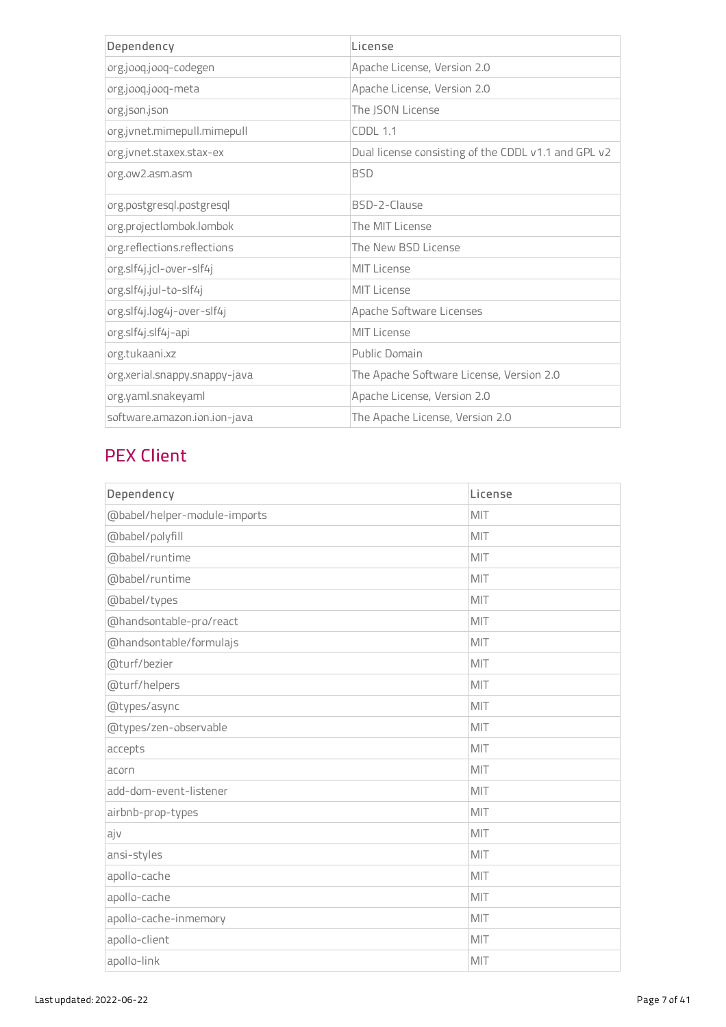| Dependency | License |
|---|---|
| org.jooq.jooq-codegen | Apache License, Version 2.0 |
| org.jooq.jooq-meta | Apache License, Version 2.0 |
| org.json.json | The JSON License |
| org.jvnet.mimepull.mimepull | CDDL 1.1 |
| org.jvnet.staxex.stax-ex | Dual license consisting of the CDDL v1.1 and GPL v2 |
| org.ow2.asm.asm | BSD |
| org.postgresql.postgresql | BSD-2-Clause |
| org.projectlombok.lombok | The MIT License |
| org.reflections.reflections | The New BSD License |
| org.slf4j.jcl-over-slf4j | MIT License |
| org.slf4j.jul-to-slf4j | MIT License |
| org.slf4j.log4j-over-slf4j | Apache Software Licenses |
| org.slf4j.slf4j-api | MIT License |
| org.tukaani.xz | Public Domain |
| org.xerial.snappy.snappy-java | The Apache Software License, Version 2.0 |
| org.yaml.snakeyaml | Apache License, Version 2.0 |
| software.amazon.ion.ion-java | The Apache License, Version 2.0 |

## PEX Client

| Dependency | License |
|---|---|
| @babel/helper-module-imports | MIT |
| @babel/polyfill | MIT |
| @babel/runtime | MIT |
| @babel/runtime | MIT |
| @babel/types | MIT |
| @handsontable-pro/react | MIT |
| @handsontable/formulajs | MIT |
| @turf/bezier | MIT |
| @turf/helpers | MIT |
| @types/async | MIT |
| @types/zen-observable | MIT |
| accepts | MIT |
| acorn | MIT |
| add-dom-event-listener | MIT |
| airbnb-prop-types | MIT |
| ajv | MIT |
| ansi-styles | MIT |
| apollo-cache | MIT |
| apollo-cache | MIT |
| apollo-cache-inmemory | MIT |
| apollo-client | MIT |
| apollo-link | MIT |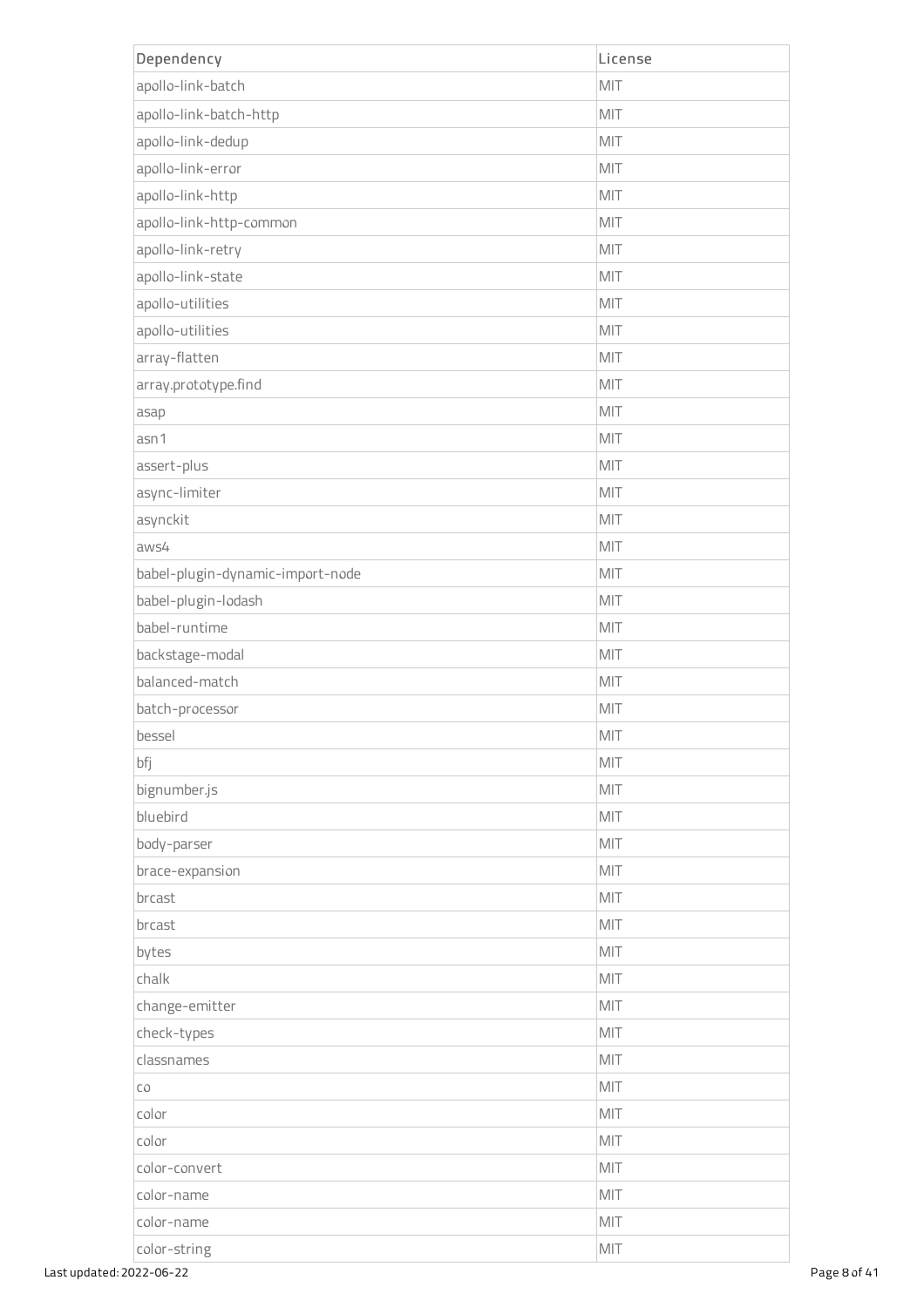| Dependency | License |
| --- | --- |
| apollo-link-batch | MIT |
| apollo-link-batch-http | MIT |
| apollo-link-dedup | MIT |
| apollo-link-error | MIT |
| apollo-link-http | MIT |
| apollo-link-http-common | MIT |
| apollo-link-retry | MIT |
| apollo-link-state | MIT |
| apollo-utilities | MIT |
| apollo-utilities | MIT |
| array-flatten | MIT |
| array.prototype.find | MIT |
| asap | MIT |
| asn1 | MIT |
| assert-plus | MIT |
| async-limiter | MIT |
| asynckit | MIT |
| aws4 | MIT |
| babel-plugin-dynamic-import-node | MIT |
| babel-plugin-lodash | MIT |
| babel-runtime | MIT |
| backstage-modal | MIT |
| balanced-match | MIT |
| batch-processor | MIT |
| bessel | MIT |
| bfj | MIT |
| bignumber.js | MIT |
| bluebird | MIT |
| body-parser | MIT |
| brace-expansion | MIT |
| brcast | MIT |
| brcast | MIT |
| bytes | MIT |
| chalk | MIT |
| change-emitter | MIT |
| check-types | MIT |
| classnames | MIT |
| co | MIT |
| color | MIT |
| color | MIT |
| color-convert | MIT |
| color-name | MIT |
| color-name | MIT |
| color-string | MIT |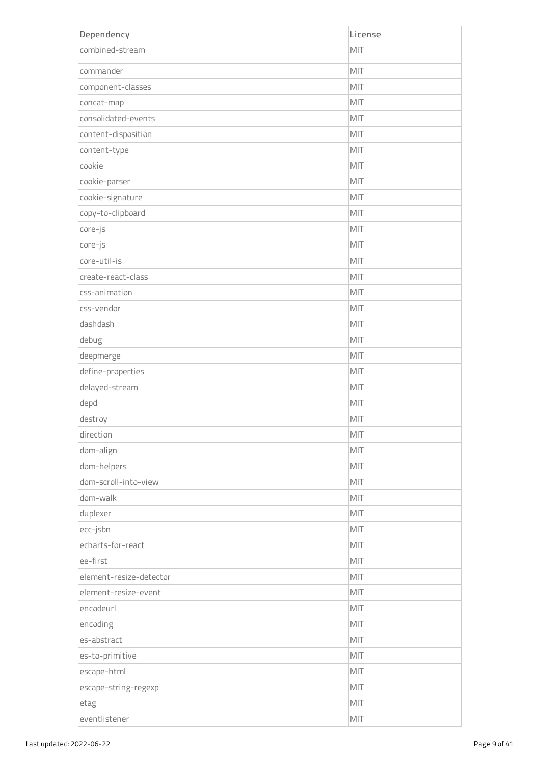| Dependency | License |
| --- | --- |
| combined-stream | MIT |
| commander | MIT |
| component-classes | MIT |
| concat-map | MIT |
| consolidated-events | MIT |
| content-disposition | MIT |
| content-type | MIT |
| cookie | MIT |
| cookie-parser | MIT |
| cookie-signature | MIT |
| copy-to-clipboard | MIT |
| core-js | MIT |
| core-js | MIT |
| core-util-is | MIT |
| create-react-class | MIT |
| css-animation | MIT |
| css-vendor | MIT |
| dashdash | MIT |
| debug | MIT |
| deepmerge | MIT |
| define-properties | MIT |
| delayed-stream | MIT |
| depd | MIT |
| destroy | MIT |
| direction | MIT |
| dom-align | MIT |
| dom-helpers | MIT |
| dom-scroll-into-view | MIT |
| dom-walk | MIT |
| duplexer | MIT |
| ecc-jsbn | MIT |
| echarts-for-react | MIT |
| ee-first | MIT |
| element-resize-detector | MIT |
| element-resize-event | MIT |
| encodeurl | MIT |
| encoding | MIT |
| es-abstract | MIT |
| es-to-primitive | MIT |
| escape-html | MIT |
| escape-string-regexp | MIT |
| etag | MIT |
| eventlistener | MIT |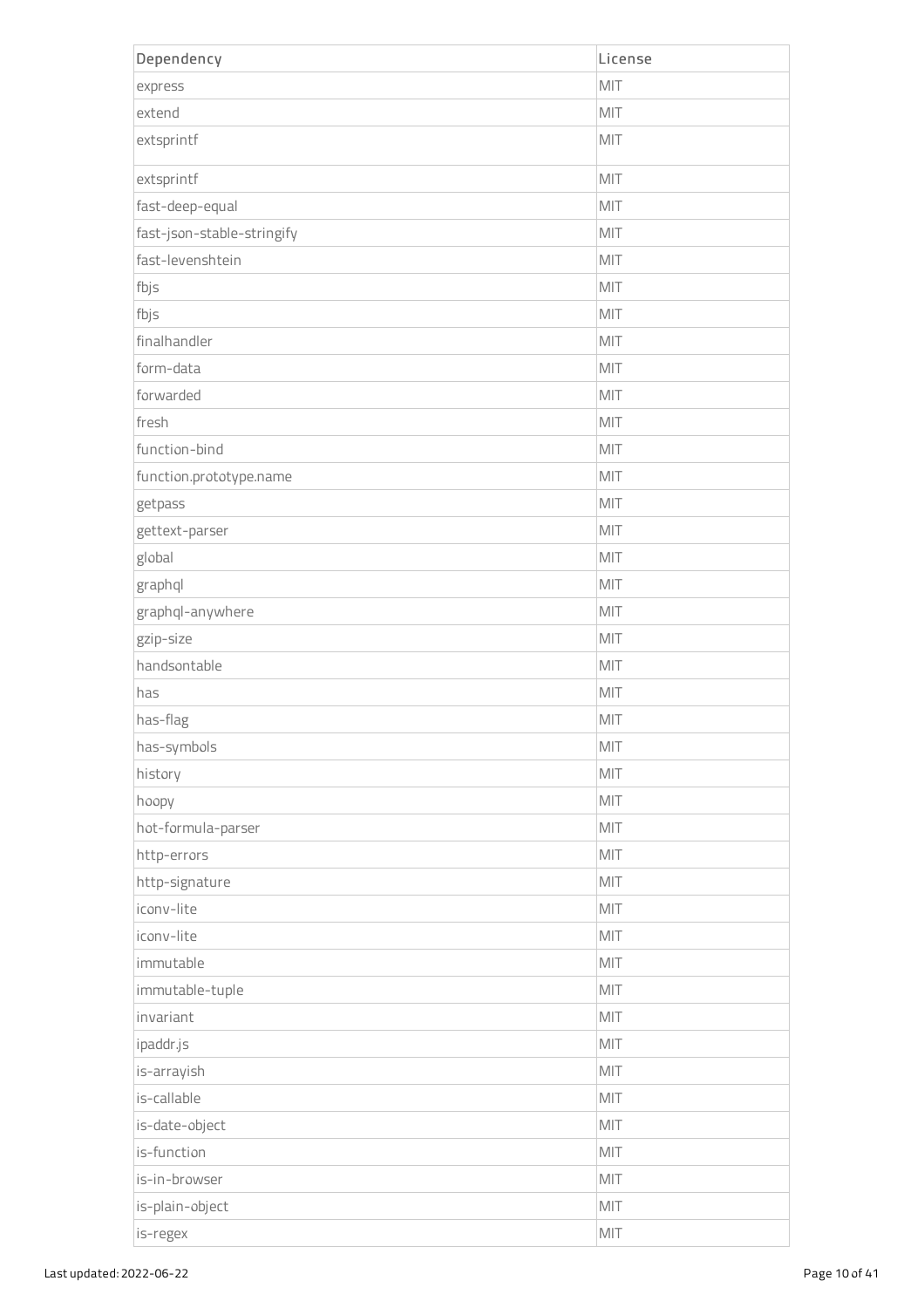| Dependency | License |
| --- | --- |
| express | MIT |
| extend | MIT |
| extsprintf | MIT |
| extsprintf | MIT |
| fast-deep-equal | MIT |
| fast-json-stable-stringify | MIT |
| fast-levenshtein | MIT |
| fbjs | MIT |
| fbjs | MIT |
| finalhandler | MIT |
| form-data | MIT |
| forwarded | MIT |
| fresh | MIT |
| function-bind | MIT |
| function.prototype.name | MIT |
| getpass | MIT |
| gettext-parser | MIT |
| global | MIT |
| graphql | MIT |
| graphql-anywhere | MIT |
| gzip-size | MIT |
| handsontable | MIT |
| has | MIT |
| has-flag | MIT |
| has-symbols | MIT |
| history | MIT |
| hoopy | MIT |
| hot-formula-parser | MIT |
| http-errors | MIT |
| http-signature | MIT |
| iconv-lite | MIT |
| iconv-lite | MIT |
| immutable | MIT |
| immutable-tuple | MIT |
| invariant | MIT |
| ipaddr.js | MIT |
| is-arrayish | MIT |
| is-callable | MIT |
| is-date-object | MIT |
| is-function | MIT |
| is-in-browser | MIT |
| is-plain-object | MIT |
| is-regex | MIT |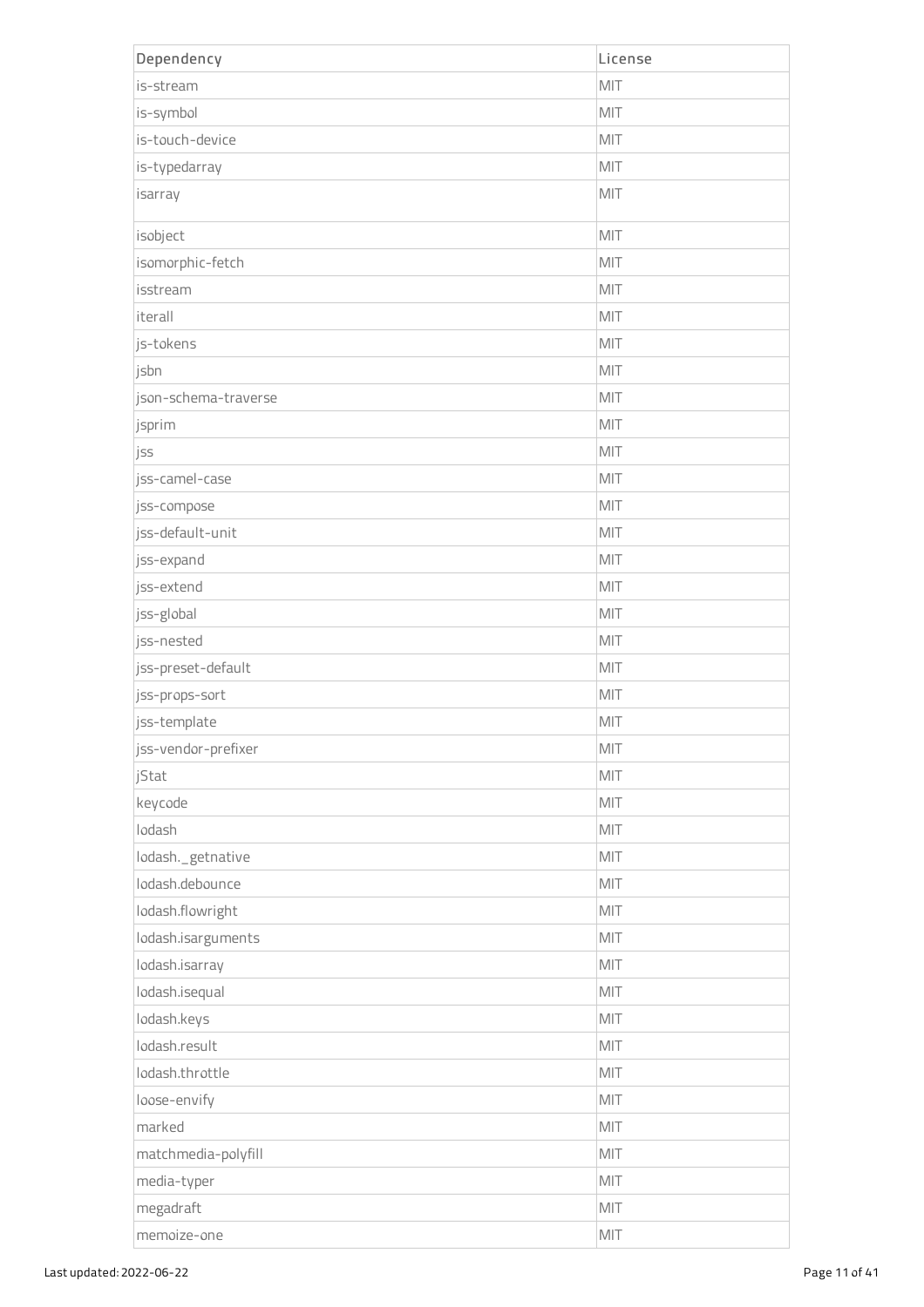| Dependency | License |
|---|---|
| is-stream | MIT |
| is-symbol | MIT |
| is-touch-device | MIT |
| is-typedarray | MIT |
| isarray | MIT |
| isobject | MIT |
| isomorphic-fetch | MIT |
| isstream | MIT |
| iterall | MIT |
| js-tokens | MIT |
| jsbn | MIT |
| json-schema-traverse | MIT |
| jsprim | MIT |
| jss | MIT |
| jss-camel-case | MIT |
| jss-compose | MIT |
| jss-default-unit | MIT |
| jss-expand | MIT |
| jss-extend | MIT |
| jss-global | MIT |
| jss-nested | MIT |
| jss-preset-default | MIT |
| jss-props-sort | MIT |
| jss-template | MIT |
| jss-vendor-prefixer | MIT |
| jStat | MIT |
| keycode | MIT |
| lodash | MIT |
| lodash._getnative | MIT |
| lodash.debounce | MIT |
| lodash.flowright | MIT |
| lodash.isarguments | MIT |
| lodash.isarray | MIT |
| lodash.isequal | MIT |
| lodash.keys | MIT |
| lodash.result | MIT |
| lodash.throttle | MIT |
| loose-envify | MIT |
| marked | MIT |
| matchmedia-polyfill | MIT |
| media-typer | MIT |
| megadraft | MIT |
| memoize-one | MIT |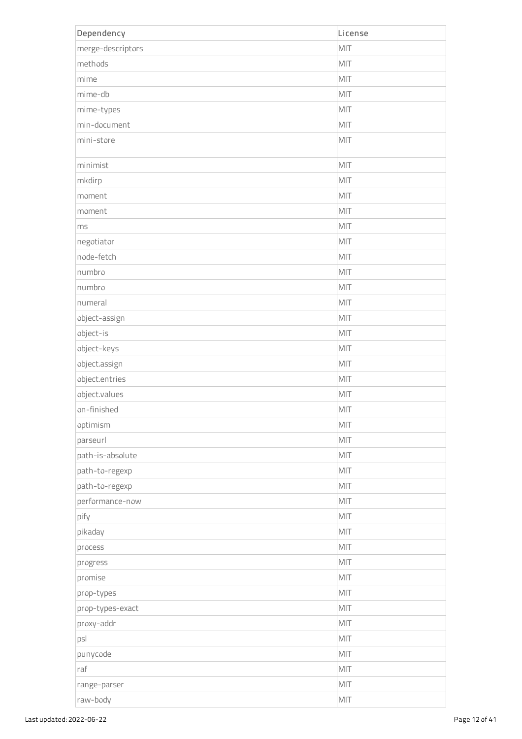| Dependency | License |
| --- | --- |
| merge-descriptors | MIT |
| methods | MIT |
| mime | MIT |
| mime-db | MIT |
| mime-types | MIT |
| min-document | MIT |
| mini-store | MIT |
| minimist | MIT |
| mkdirp | MIT |
| moment | MIT |
| moment | MIT |
| ms | MIT |
| negotiator | MIT |
| node-fetch | MIT |
| numbro | MIT |
| numbro | MIT |
| numeral | MIT |
| object-assign | MIT |
| object-is | MIT |
| object-keys | MIT |
| object.assign | MIT |
| object.entries | MIT |
| object.values | MIT |
| on-finished | MIT |
| optimism | MIT |
| parseurl | MIT |
| path-is-absolute | MIT |
| path-to-regexp | MIT |
| path-to-regexp | MIT |
| performance-now | MIT |
| pify | MIT |
| pikaday | MIT |
| process | MIT |
| progress | MIT |
| promise | MIT |
| prop-types | MIT |
| prop-types-exact | MIT |
| proxy-addr | MIT |
| psl | MIT |
| punycode | MIT |
| raf | MIT |
| range-parser | MIT |
| raw-body | MIT |

Last updated: 2022-06-22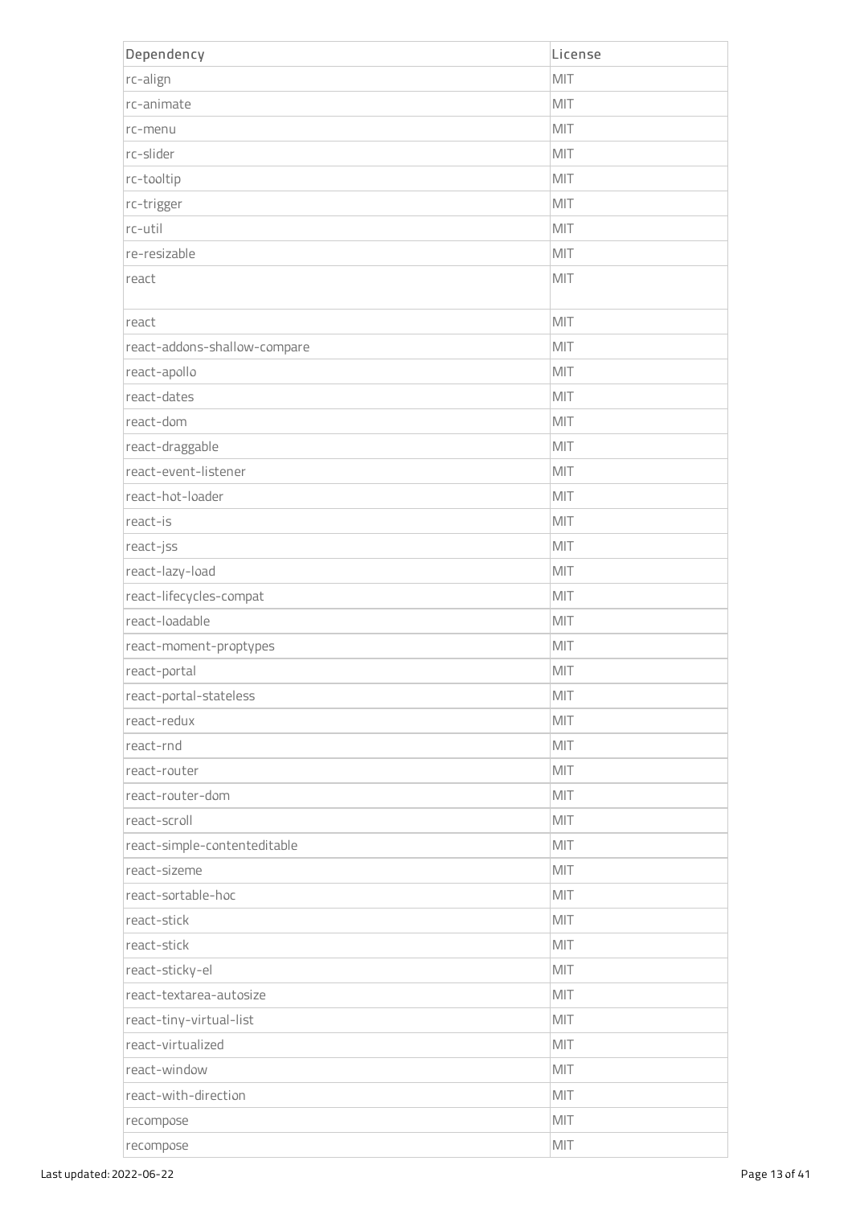| Dependency | License |
| --- | --- |
| rc-align | MIT |
| rc-animate | MIT |
| rc-menu | MIT |
| rc-slider | MIT |
| rc-tooltip | MIT |
| rc-trigger | MIT |
| rc-util | MIT |
| re-resizable | MIT |
| react | MIT |
| react | MIT |
| react-addons-shallow-compare | MIT |
| react-apollo | MIT |
| react-dates | MIT |
| react-dom | MIT |
| react-draggable | MIT |
| react-event-listener | MIT |
| react-hot-loader | MIT |
| react-is | MIT |
| react-jss | MIT |
| react-lazy-load | MIT |
| react-lifecycles-compat | MIT |
| react-loadable | MIT |
| react-moment-proptypes | MIT |
| react-portal | MIT |
| react-portal-stateless | MIT |
| react-redux | MIT |
| react-rnd | MIT |
| react-router | MIT |
| react-router-dom | MIT |
| react-scroll | MIT |
| react-simple-contenteditable | MIT |
| react-sizeme | MIT |
| react-sortable-hoc | MIT |
| react-stick | MIT |
| react-stick | MIT |
| react-sticky-el | MIT |
| react-textarea-autosize | MIT |
| react-tiny-virtual-list | MIT |
| react-virtualized | MIT |
| react-window | MIT |
| react-with-direction | MIT |
| recompose | MIT |
| recompose | MIT |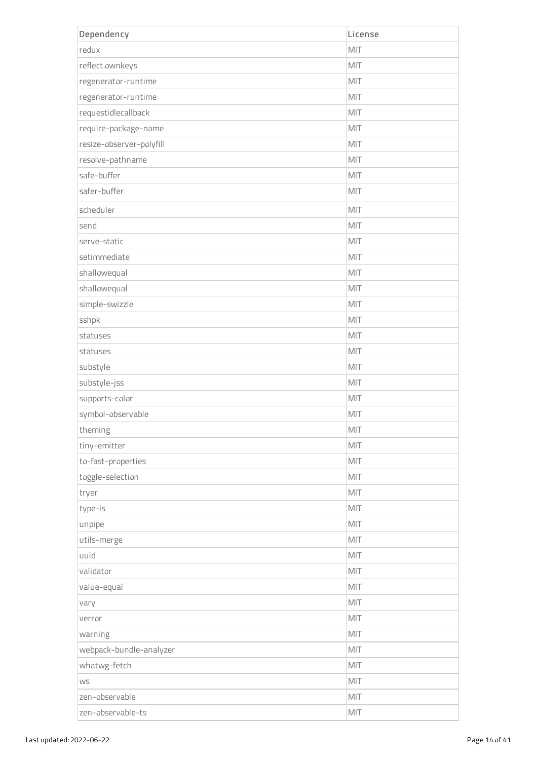| Dependency | License |
| --- | --- |
| redux | MIT |
| reflect.ownkeys | MIT |
| regenerator-runtime | MIT |
| regenerator-runtime | MIT |
| requestidlecallback | MIT |
| require-package-name | MIT |
| resize-observer-polyfill | MIT |
| resolve-pathname | MIT |
| safe-buffer | MIT |
| safer-buffer | MIT |
| scheduler | MIT |
| send | MIT |
| serve-static | MIT |
| setimmediate | MIT |
| shallowequal | MIT |
| shallowequal | MIT |
| simple-swizzle | MIT |
| sshpk | MIT |
| statuses | MIT |
| statuses | MIT |
| substyle | MIT |
| substyle-jss | MIT |
| supports-color | MIT |
| symbol-observable | MIT |
| theming | MIT |
| tiny-emitter | MIT |
| to-fast-properties | MIT |
| toggle-selection | MIT |
| tryer | MIT |
| type-is | MIT |
| unpipe | MIT |
| utils-merge | MIT |
| uuid | MIT |
| validator | MIT |
| value-equal | MIT |
| vary | MIT |
| verror | MIT |
| warning | MIT |
| webpack-bundle-analyzer | MIT |
| whatwg-fetch | MIT |
| ws | MIT |
| zen-observable | MIT |
| zen-observable-ts | MIT |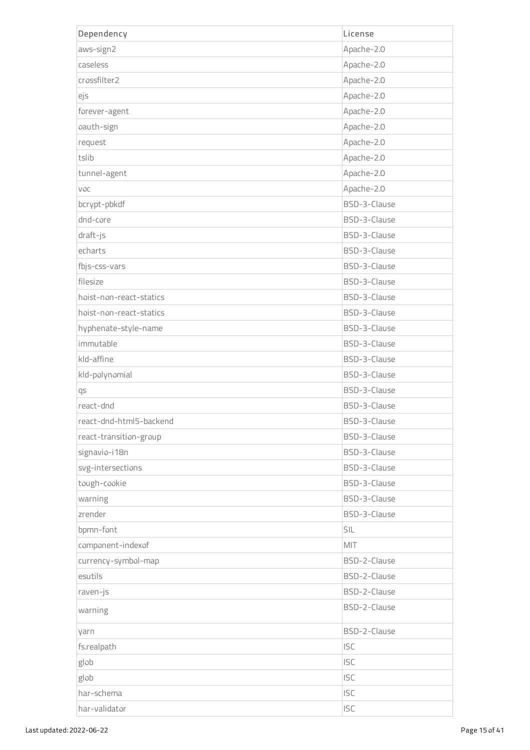| Dependency | License |
|---|---|
| aws-sign2 | Apache-2.0 |
| caseless | Apache-2.0 |
| crossfilter2 | Apache-2.0 |
| ejs | Apache-2.0 |
| forever-agent | Apache-2.0 |
| oauth-sign | Apache-2.0 |
| request | Apache-2.0 |
| tslib | Apache-2.0 |
| tunnel-agent | Apache-2.0 |
| voc | Apache-2.0 |
| bcrypt-pbkdf | BSD-3-Clause |
| dnd-core | BSD-3-Clause |
| draft-js | BSD-3-Clause |
| echarts | BSD-3-Clause |
| fbjs-css-vars | BSD-3-Clause |
| filesize | BSD-3-Clause |
| hoist-non-react-statics | BSD-3-Clause |
| hoist-non-react-statics | BSD-3-Clause |
| hyphenate-style-name | BSD-3-Clause |
| immutable | BSD-3-Clause |
| kld-affine | BSD-3-Clause |
| kld-polynomial | BSD-3-Clause |
| qs | BSD-3-Clause |
| react-dnd | BSD-3-Clause |
| react-dnd-html5-backend | BSD-3-Clause |
| react-transition-group | BSD-3-Clause |
| signavio-i18n | BSD-3-Clause |
| svg-intersections | BSD-3-Clause |
| tough-cookie | BSD-3-Clause |
| warning | BSD-3-Clause |
| zrender | BSD-3-Clause |
| bpmn-font | SIL |
| component-indexof | MIT |
| currency-symbol-map | BSD-2-Clause |
| esutils | BSD-2-Clause |
| raven-js | BSD-2-Clause |
| warning | BSD-2-Clause |
| yarn | BSD-2-Clause |
| fs.realpath | ISC |
| glob | ISC |
| glob | ISC |
| har-schema | ISC |
| har-validator | ISC |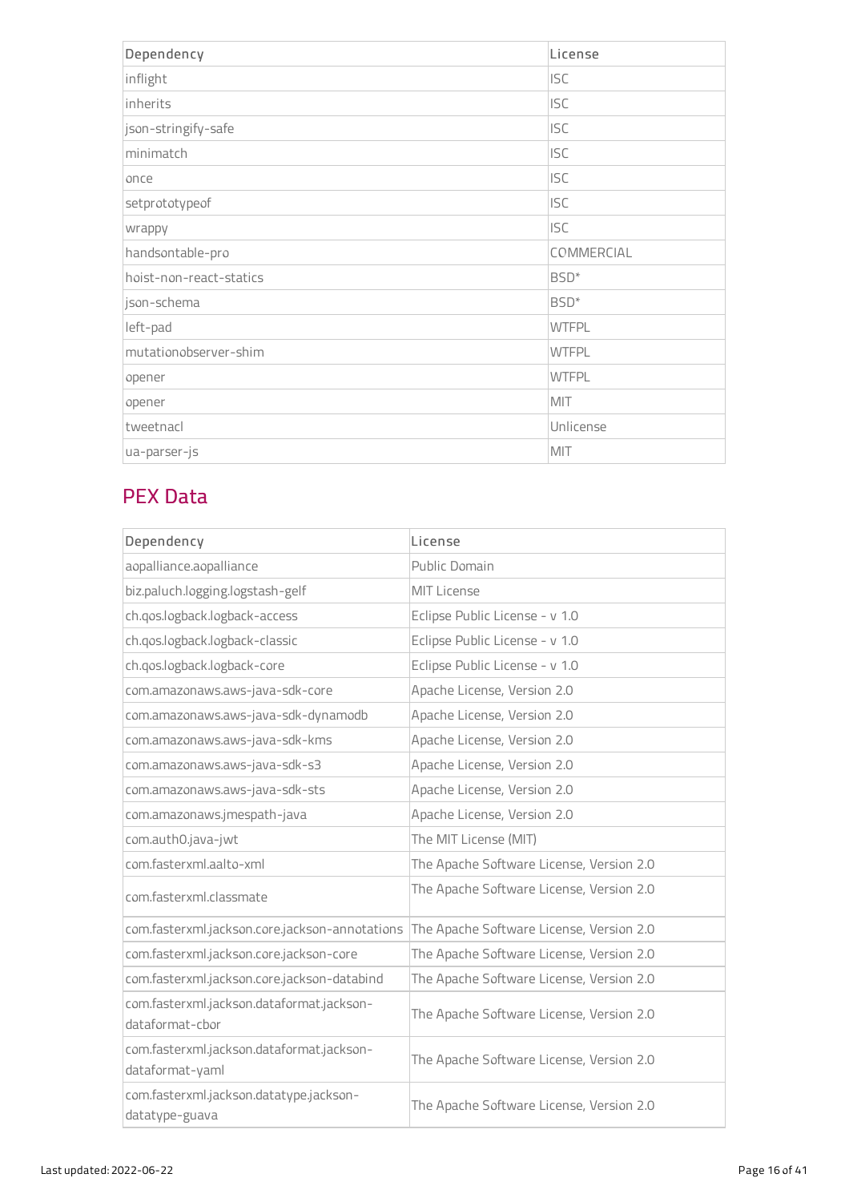| Dependency | License |
|---|---|
| inflight | ISC |
| inherits | ISC |
| json-stringify-safe | ISC |
| minimatch | ISC |
| once | ISC |
| setprototypeof | ISC |
| wrappy | ISC |
| handsontable-pro | COMMERCIAL |
| hoist-non-react-statics | BSD* |
| json-schema | BSD* |
| left-pad | WTFPL |
| mutationobserver-shim | WTFPL |
| opener | WTFPL |
| opener | MIT |
| tweetnacl | Unlicense |
| ua-parser-js | MIT |

## PEX Data

| Dependency | License |
|---|---|
| aopalliance.aopalliance | Public Domain |
| biz.paluch.logging.logstash-gelf | MIT License |
| ch.qos.logback.logback-access | Eclipse Public License - v 1.0 |
| ch.qos.logback.logback-classic | Eclipse Public License - v 1.0 |
| ch.qos.logback.logback-core | Eclipse Public License - v 1.0 |
| com.amazonaws.aws-java-sdk-core | Apache License, Version 2.0 |
| com.amazonaws.aws-java-sdk-dynamodb | Apache License, Version 2.0 |
| com.amazonaws.aws-java-sdk-kms | Apache License, Version 2.0 |
| com.amazonaws.aws-java-sdk-s3 | Apache License, Version 2.0 |
| com.amazonaws.aws-java-sdk-sts | Apache License, Version 2.0 |
| com.amazonaws.jmespath-java | Apache License, Version 2.0 |
| com.auth0.java-jwt | The MIT License (MIT) |
| com.fasterxml.aalto-xml | The Apache Software License, Version 2.0 |
| com.fasterxml.classmate | The Apache Software License, Version 2.0 |
| com.fasterxml.jackson.core.jackson-annotations | The Apache Software License, Version 2.0 |
| com.fasterxml.jackson.core.jackson-core | The Apache Software License, Version 2.0 |
| com.fasterxml.jackson.core.jackson-databind | The Apache Software License, Version 2.0 |
| com.fasterxml.jackson.dataformat.jackson-dataformat-cbor | The Apache Software License, Version 2.0 |
| com.fasterxml.jackson.dataformat.jackson-dataformat-yaml | The Apache Software License, Version 2.0 |
| com.fasterxml.jackson.datatype.jackson-datatype-guava | The Apache Software License, Version 2.0 |

Last updated: 2022-06-22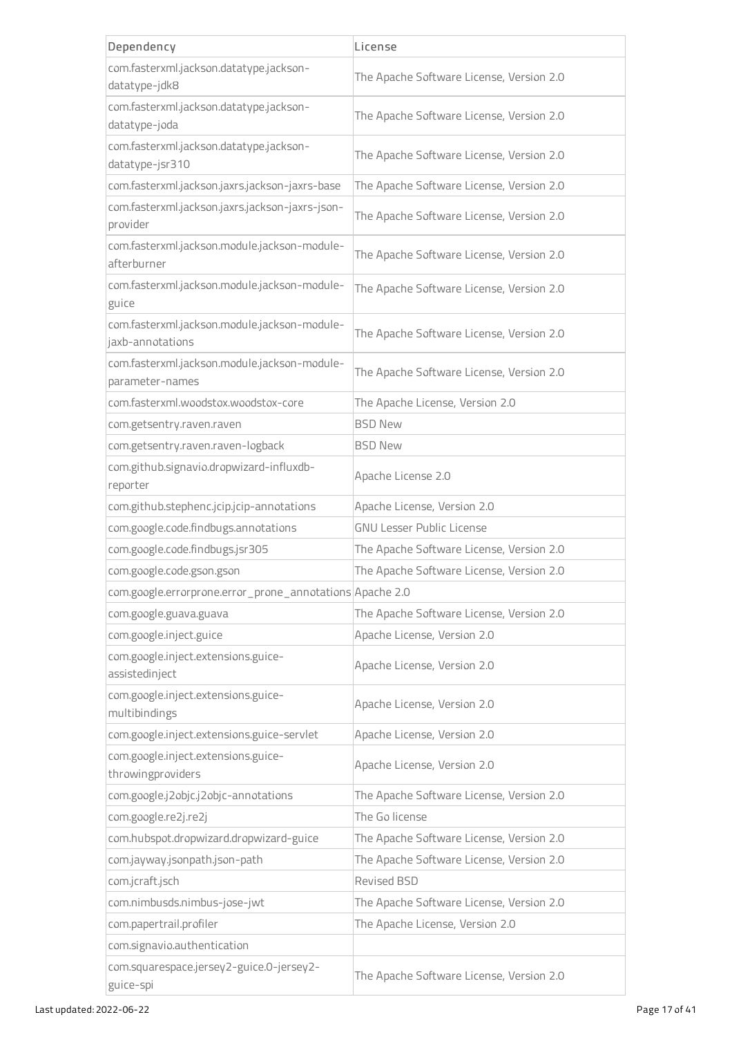| Dependency | License |
| --- | --- |
| com.fasterxml.jackson.datatype.jackson-datatype-jdk8 | The Apache Software License, Version 2.0 |
| com.fasterxml.jackson.datatype.jackson-datatype-joda | The Apache Software License, Version 2.0 |
| com.fasterxml.jackson.datatype.jackson-datatype-jsr310 | The Apache Software License, Version 2.0 |
| com.fasterxml.jackson.jaxrs.jackson-jaxrs-base | The Apache Software License, Version 2.0 |
| com.fasterxml.jackson.jaxrs.jackson-jaxrs-json-provider | The Apache Software License, Version 2.0 |
| com.fasterxml.jackson.module.jackson-module-afterburner | The Apache Software License, Version 2.0 |
| com.fasterxml.jackson.module.jackson-module-guice | The Apache Software License, Version 2.0 |
| com.fasterxml.jackson.module.jackson-module-jaxb-annotations | The Apache Software License, Version 2.0 |
| com.fasterxml.jackson.module.jackson-module-parameter-names | The Apache Software License, Version 2.0 |
| com.fasterxml.woodstox.woodstox-core | The Apache License, Version 2.0 |
| com.getsentry.raven.raven | BSD New |
| com.getsentry.raven.raven-logback | BSD New |
| com.github.signavio.dropwizard-influxdb-reporter | Apache License 2.0 |
| com.github.stephenc.jcip.jcip-annotations | Apache License, Version 2.0 |
| com.google.code.findbugs.annotations | GNU Lesser Public License |
| com.google.code.findbugs.jsr305 | The Apache Software License, Version 2.0 |
| com.google.code.gson.gson | The Apache Software License, Version 2.0 |
| com.google.errorprone.error_prone_annotations | Apache 2.0 |
| com.google.guava.guava | The Apache Software License, Version 2.0 |
| com.google.inject.guice | Apache License, Version 2.0 |
| com.google.inject.extensions.guice-assistedinject | Apache License, Version 2.0 |
| com.google.inject.extensions.guice-multibindings | Apache License, Version 2.0 |
| com.google.inject.extensions.guice-servlet | Apache License, Version 2.0 |
| com.google.inject.extensions.guice-throwingproviders | Apache License, Version 2.0 |
| com.google.j2objc.j2objc-annotations | The Apache Software License, Version 2.0 |
| com.google.re2j.re2j | The Go license |
| com.hubspot.dropwizard.dropwizard-guice | The Apache Software License, Version 2.0 |
| com.jayway.jsonpath.json-path | The Apache Software License, Version 2.0 |
| com.jcraft.jsch | Revised BSD |
| com.nimbusds.nimbus-jose-jwt | The Apache Software License, Version 2.0 |
| com.papertrail.profiler | The Apache License, Version 2.0 |
| com.signavio.authentication | |
| com.squarespace.jersey2-guice.0-jersey2-guice-spi | The Apache Software License, Version 2.0 |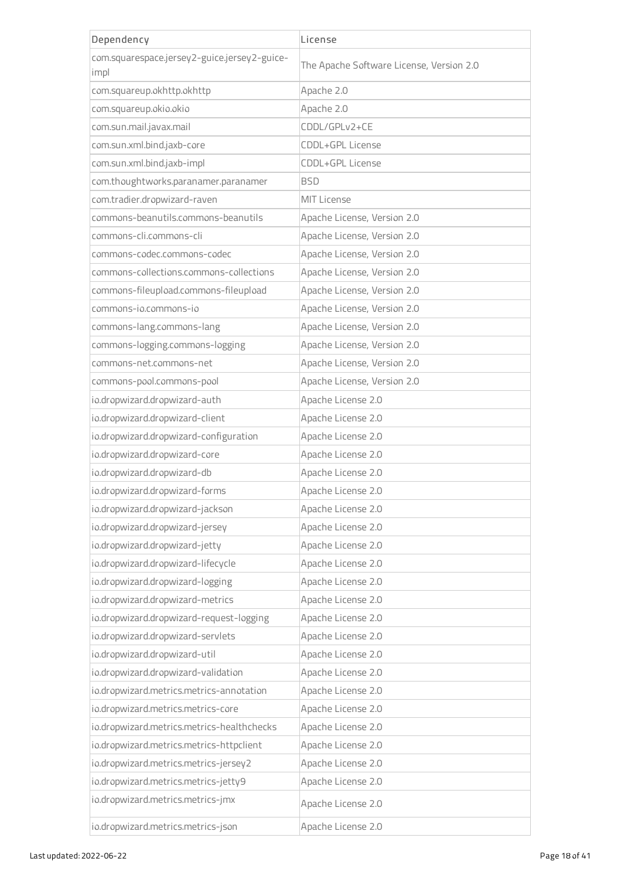| Dependency | License |
| --- | --- |
| com.squarespace.jersey2-guice.jersey2-guice-impl | The Apache Software License, Version 2.0 |
| com.squareup.okhttp.okhttp | Apache 2.0 |
| com.squareup.okio.okio | Apache 2.0 |
| com.sun.mail.javax.mail | CDDL/GPLv2+CE |
| com.sun.xml.bind.jaxb-core | CDDL+GPL License |
| com.sun.xml.bind.jaxb-impl | CDDL+GPL License |
| com.thoughtworks.paranamer.paranamer | BSD |
| com.tradier.dropwizard-raven | MIT License |
| commons-beanutils.commons-beanutils | Apache License, Version 2.0 |
| commons-cli.commons-cli | Apache License, Version 2.0 |
| commons-codec.commons-codec | Apache License, Version 2.0 |
| commons-collections.commons-collections | Apache License, Version 2.0 |
| commons-fileupload.commons-fileupload | Apache License, Version 2.0 |
| commons-io.commons-io | Apache License, Version 2.0 |
| commons-lang.commons-lang | Apache License, Version 2.0 |
| commons-logging.commons-logging | Apache License, Version 2.0 |
| commons-net.commons-net | Apache License, Version 2.0 |
| commons-pool.commons-pool | Apache License, Version 2.0 |
| io.dropwizard.dropwizard-auth | Apache License 2.0 |
| io.dropwizard.dropwizard-client | Apache License 2.0 |
| io.dropwizard.dropwizard-configuration | Apache License 2.0 |
| io.dropwizard.dropwizard-core | Apache License 2.0 |
| io.dropwizard.dropwizard-db | Apache License 2.0 |
| io.dropwizard.dropwizard-forms | Apache License 2.0 |
| io.dropwizard.dropwizard-jackson | Apache License 2.0 |
| io.dropwizard.dropwizard-jersey | Apache License 2.0 |
| io.dropwizard.dropwizard-jetty | Apache License 2.0 |
| io.dropwizard.dropwizard-lifecycle | Apache License 2.0 |
| io.dropwizard.dropwizard-logging | Apache License 2.0 |
| io.dropwizard.dropwizard-metrics | Apache License 2.0 |
| io.dropwizard.dropwizard-request-logging | Apache License 2.0 |
| io.dropwizard.dropwizard-servlets | Apache License 2.0 |
| io.dropwizard.dropwizard-util | Apache License 2.0 |
| io.dropwizard.dropwizard-validation | Apache License 2.0 |
| io.dropwizard.metrics.metrics-annotation | Apache License 2.0 |
| io.dropwizard.metrics.metrics-core | Apache License 2.0 |
| io.dropwizard.metrics.metrics-healthchecks | Apache License 2.0 |
| io.dropwizard.metrics.metrics-httpclient | Apache License 2.0 |
| io.dropwizard.metrics.metrics-jersey2 | Apache License 2.0 |
| io.dropwizard.metrics.metrics-jetty9 | Apache License 2.0 |
| io.dropwizard.metrics.metrics-jmx | Apache License 2.0 |
| io.dropwizard.metrics.metrics-json | Apache License 2.0 |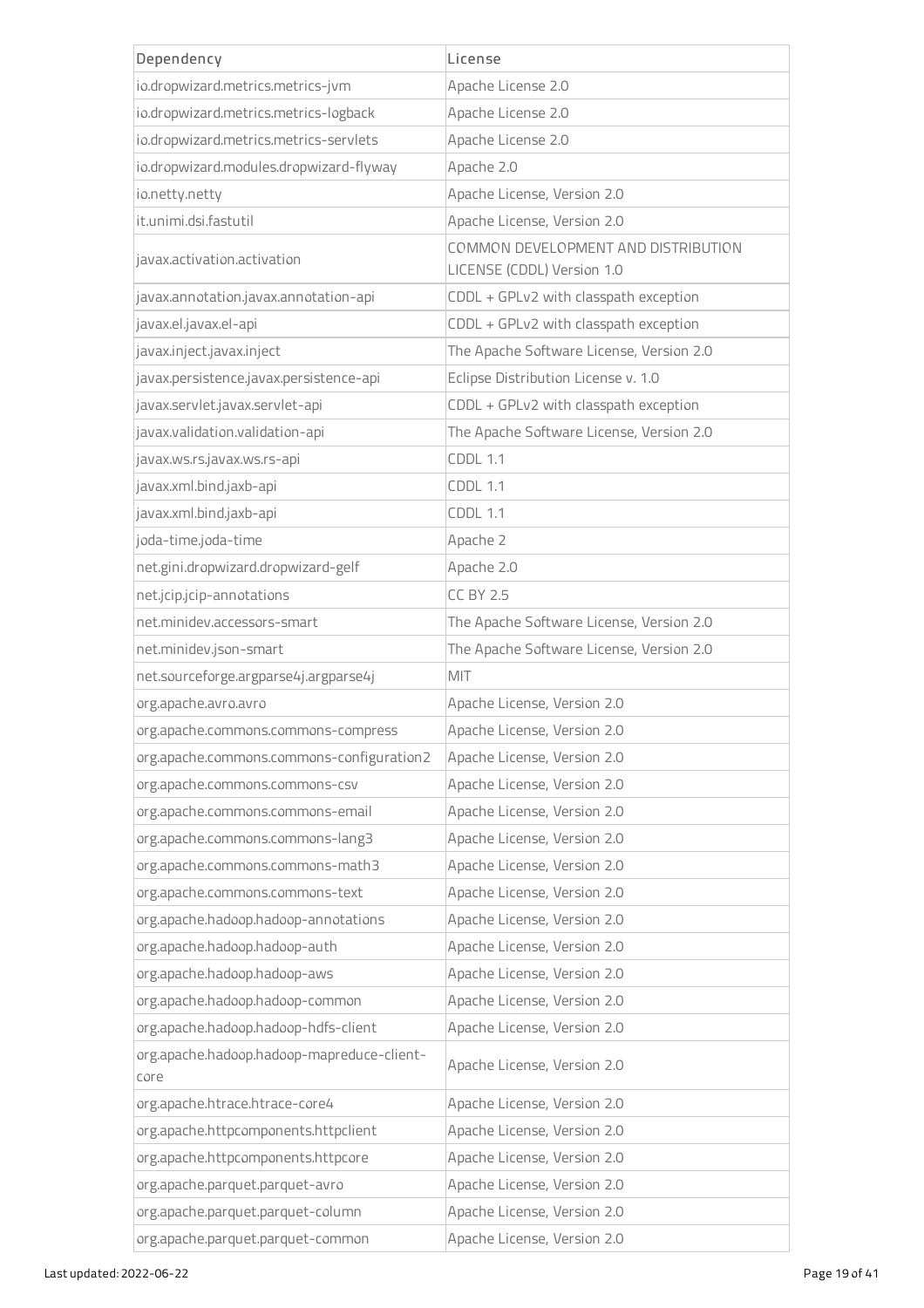| Dependency | License |
|---|---|
| io.dropwizard.metrics.metrics-jvm | Apache License 2.0 |
| io.dropwizard.metrics.metrics-logback | Apache License 2.0 |
| io.dropwizard.metrics.metrics-servlets | Apache License 2.0 |
| io.dropwizard.modules.dropwizard-flyway | Apache 2.0 |
| io.netty.netty | Apache License, Version 2.0 |
| it.unimi.dsi.fastutil | Apache License, Version 2.0 |
| javax.activation.activation | COMMON DEVELOPMENT AND DISTRIBUTION LICENSE (CDDL) Version 1.0 |
| javax.annotation.javax.annotation-api | CDDL + GPLv2 with classpath exception |
| javax.el.javax.el-api | CDDL + GPLv2 with classpath exception |
| javax.inject.javax.inject | The Apache Software License, Version 2.0 |
| javax.persistence.javax.persistence-api | Eclipse Distribution License v. 1.0 |
| javax.servlet.javax.servlet-api | CDDL + GPLv2 with classpath exception |
| javax.validation.validation-api | The Apache Software License, Version 2.0 |
| javax.ws.rs.javax.ws.rs-api | CDDL 1.1 |
| javax.xml.bind.jaxb-api | CDDL 1.1 |
| javax.xml.bind.jaxb-api | CDDL 1.1 |
| joda-time.joda-time | Apache 2 |
| net.gini.dropwizard.dropwizard-gelf | Apache 2.0 |
| net.jcip.jcip-annotations | CC BY 2.5 |
| net.minidev.accessors-smart | The Apache Software License, Version 2.0 |
| net.minidev.json-smart | The Apache Software License, Version 2.0 |
| net.sourceforge.argparse4j.argparse4j | MIT |
| org.apache.avro.avro | Apache License, Version 2.0 |
| org.apache.commons.commons-compress | Apache License, Version 2.0 |
| org.apache.commons.commons-configuration2 | Apache License, Version 2.0 |
| org.apache.commons.commons-csv | Apache License, Version 2.0 |
| org.apache.commons.commons-email | Apache License, Version 2.0 |
| org.apache.commons.commons-lang3 | Apache License, Version 2.0 |
| org.apache.commons.commons-math3 | Apache License, Version 2.0 |
| org.apache.commons.commons-text | Apache License, Version 2.0 |
| org.apache.hadoop.hadoop-annotations | Apache License, Version 2.0 |
| org.apache.hadoop.hadoop-auth | Apache License, Version 2.0 |
| org.apache.hadoop.hadoop-aws | Apache License, Version 2.0 |
| org.apache.hadoop.hadoop-common | Apache License, Version 2.0 |
| org.apache.hadoop.hadoop-hdfs-client | Apache License, Version 2.0 |
| org.apache.hadoop.hadoop-mapreduce-client-core | Apache License, Version 2.0 |
| org.apache.htrace.htrace-core4 | Apache License, Version 2.0 |
| org.apache.httpcomponents.httpclient | Apache License, Version 2.0 |
| org.apache.httpcomponents.httpcore | Apache License, Version 2.0 |
| org.apache.parquet.parquet-avro | Apache License, Version 2.0 |
| org.apache.parquet.parquet-column | Apache License, Version 2.0 |
| org.apache.parquet.parquet-common | Apache License, Version 2.0 |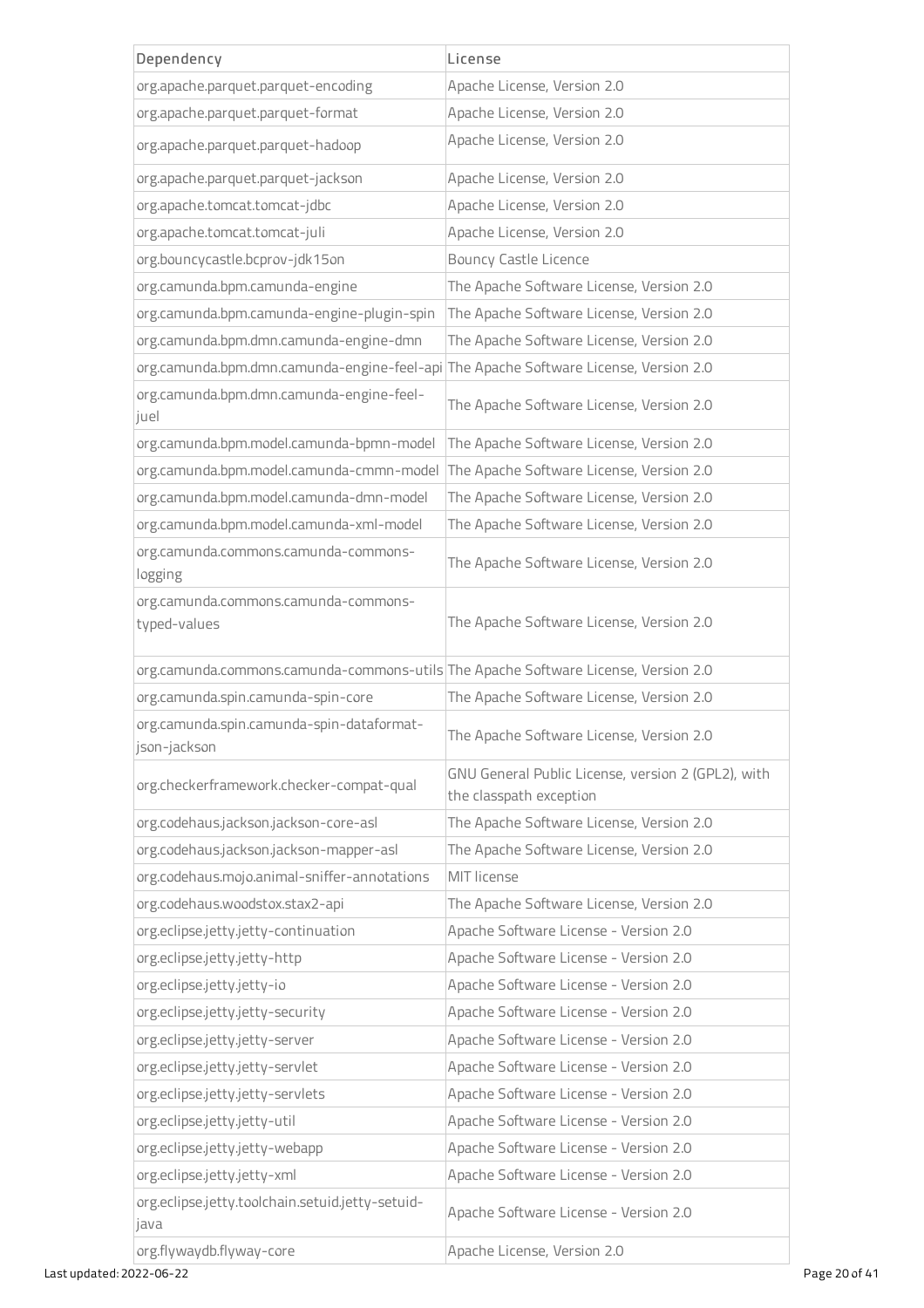| Dependency | License |
| --- | --- |
| org.apache.parquet.parquet-encoding | Apache License, Version 2.0 |
| org.apache.parquet.parquet-format | Apache License, Version 2.0 |
| org.apache.parquet.parquet-hadoop | Apache License, Version 2.0 |
| org.apache.parquet.parquet-jackson | Apache License, Version 2.0 |
| org.apache.tomcat.tomcat-jdbc | Apache License, Version 2.0 |
| org.apache.tomcat.tomcat-juli | Apache License, Version 2.0 |
| org.bouncycastle.bcprov-jdk15on | Bouncy Castle Licence |
| org.camunda.bpm.camunda-engine | The Apache Software License, Version 2.0 |
| org.camunda.bpm.camunda-engine-plugin-spin | The Apache Software License, Version 2.0 |
| org.camunda.bpm.dmn.camunda-engine-dmn | The Apache Software License, Version 2.0 |
| org.camunda.bpm.dmn.camunda-engine-feel-api | The Apache Software License, Version 2.0 |
| org.camunda.bpm.dmn.camunda-engine-feel-juel | The Apache Software License, Version 2.0 |
| org.camunda.bpm.model.camunda-bpmn-model | The Apache Software License, Version 2.0 |
| org.camunda.bpm.model.camunda-cmmn-model | The Apache Software License, Version 2.0 |
| org.camunda.bpm.model.camunda-dmn-model | The Apache Software License, Version 2.0 |
| org.camunda.bpm.model.camunda-xml-model | The Apache Software License, Version 2.0 |
| org.camunda.commons.camunda-commons-logging | The Apache Software License, Version 2.0 |
| org.camunda.commons.camunda-commons-typed-values | The Apache Software License, Version 2.0 |
| org.camunda.commons.camunda-commons-utils | The Apache Software License, Version 2.0 |
| org.camunda.spin.camunda-spin-core | The Apache Software License, Version 2.0 |
| org.camunda.spin.camunda-spin-dataformat-json-jackson | The Apache Software License, Version 2.0 |
| org.checkerframework.checker-compat-qual | GNU General Public License, version 2 (GPL2), with the classpath exception |
| org.codehaus.jackson.jackson-core-asl | The Apache Software License, Version 2.0 |
| org.codehaus.jackson.jackson-mapper-asl | The Apache Software License, Version 2.0 |
| org.codehaus.mojo.animal-sniffer-annotations | MIT license |
| org.codehaus.woodstox.stax2-api | The Apache Software License, Version 2.0 |
| org.eclipse.jetty.jetty-continuation | Apache Software License - Version 2.0 |
| org.eclipse.jetty.jetty-http | Apache Software License - Version 2.0 |
| org.eclipse.jetty.jetty-io | Apache Software License - Version 2.0 |
| org.eclipse.jetty.jetty-security | Apache Software License - Version 2.0 |
| org.eclipse.jetty.jetty-server | Apache Software License - Version 2.0 |
| org.eclipse.jetty.jetty-servlet | Apache Software License - Version 2.0 |
| org.eclipse.jetty.jetty-servlets | Apache Software License - Version 2.0 |
| org.eclipse.jetty.jetty-util | Apache Software License - Version 2.0 |
| org.eclipse.jetty.jetty-webapp | Apache Software License - Version 2.0 |
| org.eclipse.jetty.jetty-xml | Apache Software License - Version 2.0 |
| org.eclipse.jetty.toolchain.setuid.jetty-setuid-java | Apache Software License - Version 2.0 |
| org.flywaydb.flyway-core | Apache License, Version 2.0 |

Last updated: 2022-06-22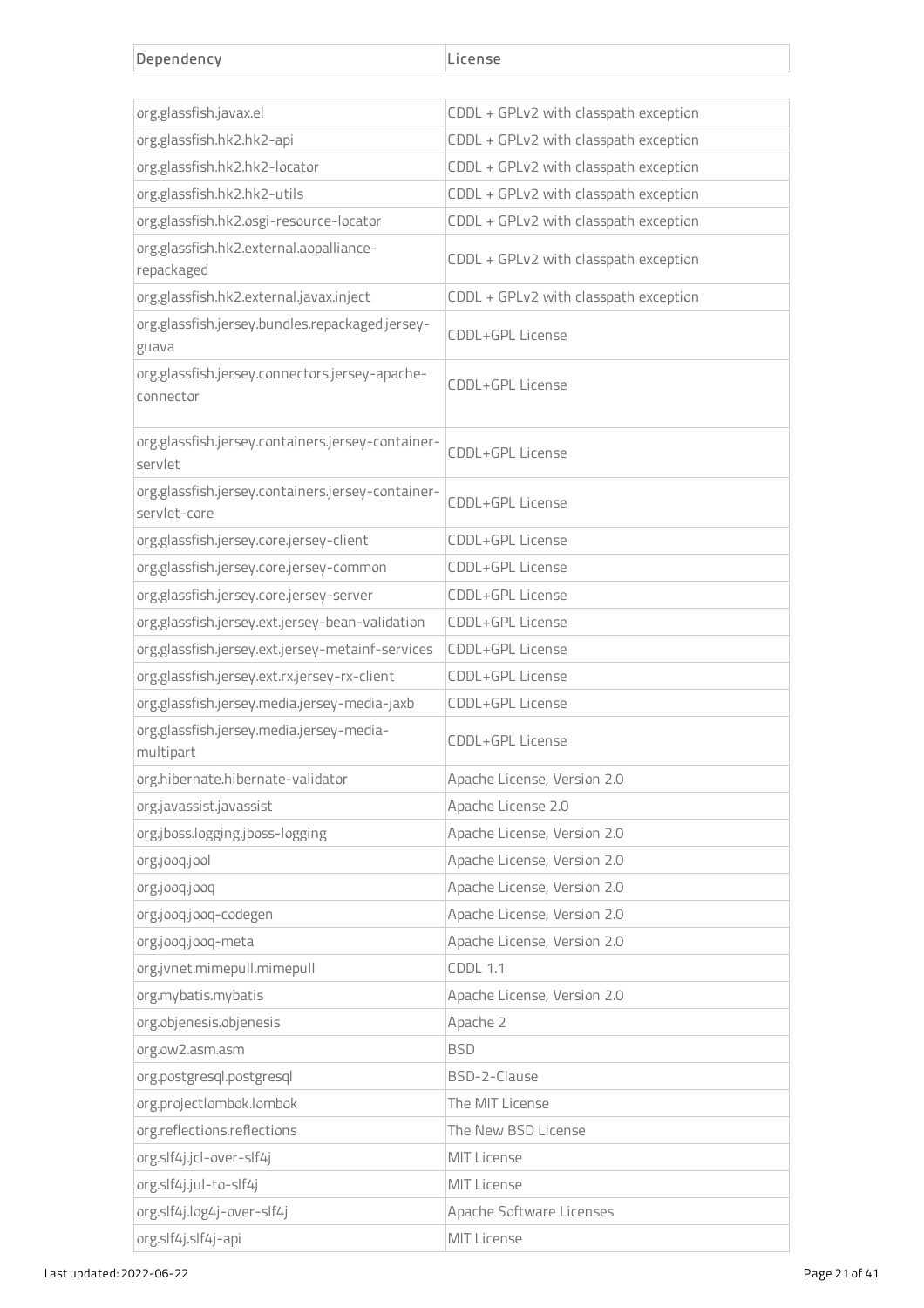| Dependency | License |
|---|---|
| org.glassfish.javax.el | CDDL + GPLv2 with classpath exception |
| org.glassfish.hk2.hk2-api | CDDL + GPLv2 with classpath exception |
| org.glassfish.hk2.hk2-locator | CDDL + GPLv2 with classpath exception |
| org.glassfish.hk2.hk2-utils | CDDL + GPLv2 with classpath exception |
| org.glassfish.hk2.osgi-resource-locator | CDDL + GPLv2 with classpath exception |
| org.glassfish.hk2.external.aopalliance-repackaged | CDDL + GPLv2 with classpath exception |
| org.glassfish.hk2.external.javax.inject | CDDL + GPLv2 with classpath exception |
| org.glassfish.jersey.bundles.repackaged.jersey-guava | CDDL+GPL License |
| org.glassfish.jersey.connectors.jersey-apache-connector | CDDL+GPL License |
| org.glassfish.jersey.containers.jersey-container-servlet | CDDL+GPL License |
| org.glassfish.jersey.containers.jersey-container-servlet-core | CDDL+GPL License |
| org.glassfish.jersey.core.jersey-client | CDDL+GPL License |
| org.glassfish.jersey.core.jersey-common | CDDL+GPL License |
| org.glassfish.jersey.core.jersey-server | CDDL+GPL License |
| org.glassfish.jersey.ext.jersey-bean-validation | CDDL+GPL License |
| org.glassfish.jersey.ext.jersey-metainf-services | CDDL+GPL License |
| org.glassfish.jersey.ext.rx.jersey-rx-client | CDDL+GPL License |
| org.glassfish.jersey.media.jersey-media-jaxb | CDDL+GPL License |
| org.glassfish.jersey.media.jersey-media-multipart | CDDL+GPL License |
| org.hibernate.hibernate-validator | Apache License, Version 2.0 |
| org.javassist.javassist | Apache License 2.0 |
| org.jboss.logging.jboss-logging | Apache License, Version 2.0 |
| org.jooq.jool | Apache License, Version 2.0 |
| org.jooq.jooq | Apache License, Version 2.0 |
| org.jooq.jooq-codegen | Apache License, Version 2.0 |
| org.jooq.jooq-meta | Apache License, Version 2.0 |
| org.jvnet.mimepull.mimepull | CDDL 1.1 |
| org.mybatis.mybatis | Apache License, Version 2.0 |
| org.objenesis.objenesis | Apache 2 |
| org.ow2.asm.asm | BSD |
| org.postgresql.postgresql | BSD-2-Clause |
| org.projectlombok.lombok | The MIT License |
| org.reflections.reflections | The New BSD License |
| org.slf4j.jcl-over-slf4j | MIT License |
| org.slf4j.jul-to-slf4j | MIT License |
| org.slf4j.log4j-over-slf4j | Apache Software Licenses |
| org.slf4j.slf4j-api | MIT License |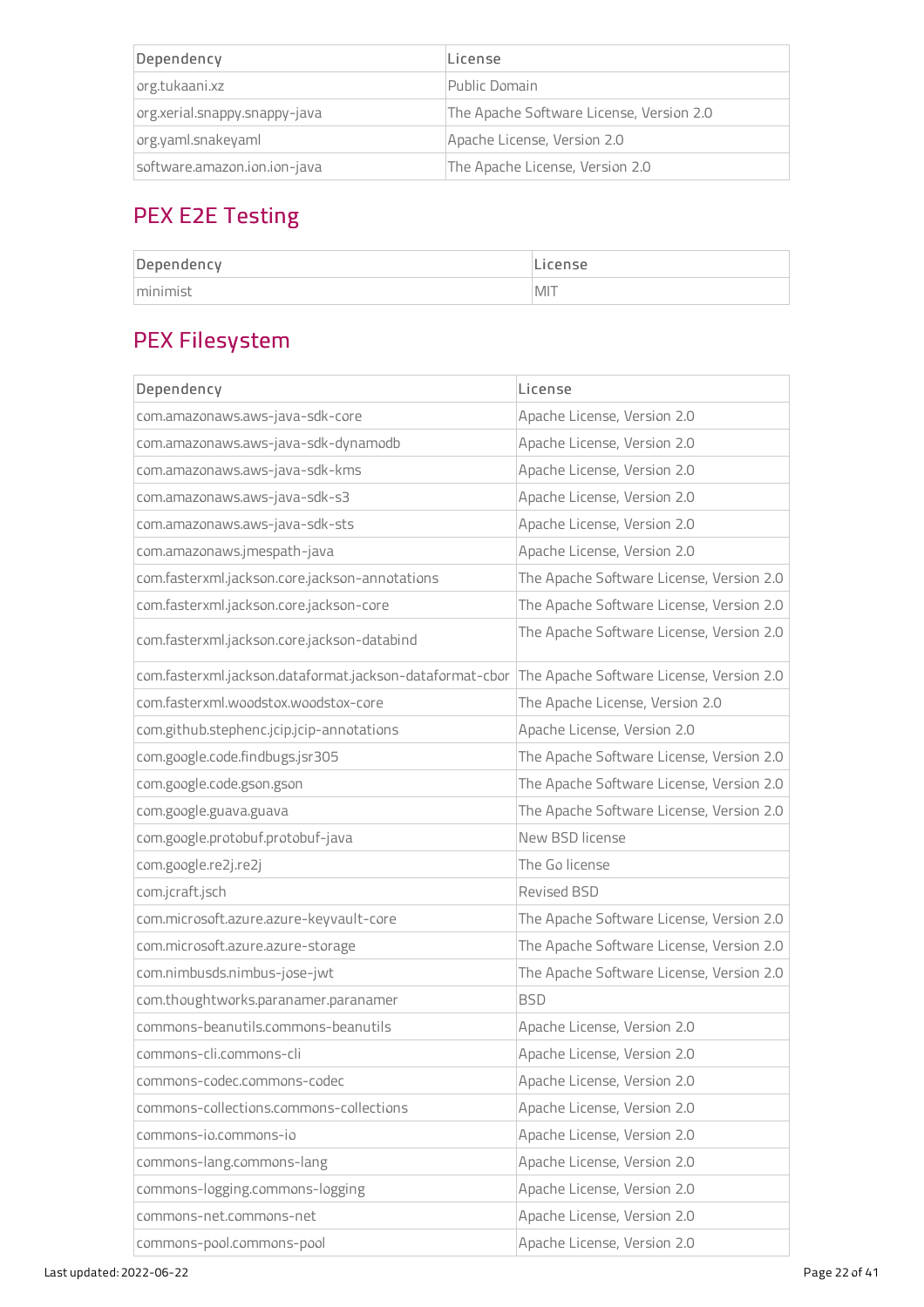| Dependency | License |
| --- | --- |
| org.tukaani.xz | Public Domain |
| org.xerial.snappy.snappy-java | The Apache Software License, Version 2.0 |
| org.yaml.snakeyaml | Apache License, Version 2.0 |
| software.amazon.ion.ion-java | The Apache License, Version 2.0 |

## PEX E2E Testing

| Dependency | License |
| --- | --- |
| minimist | MIT |

## PEX Filesystem

| Dependency | License |
| --- | --- |
| com.amazonaws.aws-java-sdk-core | Apache License, Version 2.0 |
| com.amazonaws.aws-java-sdk-dynamodb | Apache License, Version 2.0 |
| com.amazonaws.aws-java-sdk-kms | Apache License, Version 2.0 |
| com.amazonaws.aws-java-sdk-s3 | Apache License, Version 2.0 |
| com.amazonaws.aws-java-sdk-sts | Apache License, Version 2.0 |
| com.amazonaws.jmespath-java | Apache License, Version 2.0 |
| com.fasterxml.jackson.core.jackson-annotations | The Apache Software License, Version 2.0 |
| com.fasterxml.jackson.core.jackson-core | The Apache Software License, Version 2.0 |
| com.fasterxml.jackson.core.jackson-databind | The Apache Software License, Version 2.0 |
| com.fasterxml.jackson.dataformat.jackson-dataformat-cbor | The Apache Software License, Version 2.0 |
| com.fasterxml.woodstox.woodstox-core | The Apache License, Version 2.0 |
| com.github.stephenc.jcip.jcip-annotations | Apache License, Version 2.0 |
| com.google.code.findbugs.jsr305 | The Apache Software License, Version 2.0 |
| com.google.code.gson.gson | The Apache Software License, Version 2.0 |
| com.google.guava.guava | The Apache Software License, Version 2.0 |
| com.google.protobuf.protobuf-java | New BSD license |
| com.google.re2j.re2j | The Go license |
| com.jcraft.jsch | Revised BSD |
| com.microsoft.azure.azure-keyvault-core | The Apache Software License, Version 2.0 |
| com.microsoft.azure.azure-storage | The Apache Software License, Version 2.0 |
| com.nimbusds.nimbus-jose-jwt | The Apache Software License, Version 2.0 |
| com.thoughtworks.paranamer.paranamer | BSD |
| commons-beanutils.commons-beanutils | Apache License, Version 2.0 |
| commons-cli.commons-cli | Apache License, Version 2.0 |
| commons-codec.commons-codec | Apache License, Version 2.0 |
| commons-collections.commons-collections | Apache License, Version 2.0 |
| commons-io.commons-io | Apache License, Version 2.0 |
| commons-lang.commons-lang | Apache License, Version 2.0 |
| commons-logging.commons-logging | Apache License, Version 2.0 |
| commons-net.commons-net | Apache License, Version 2.0 |
| commons-pool.commons-pool | Apache License, Version 2.0 |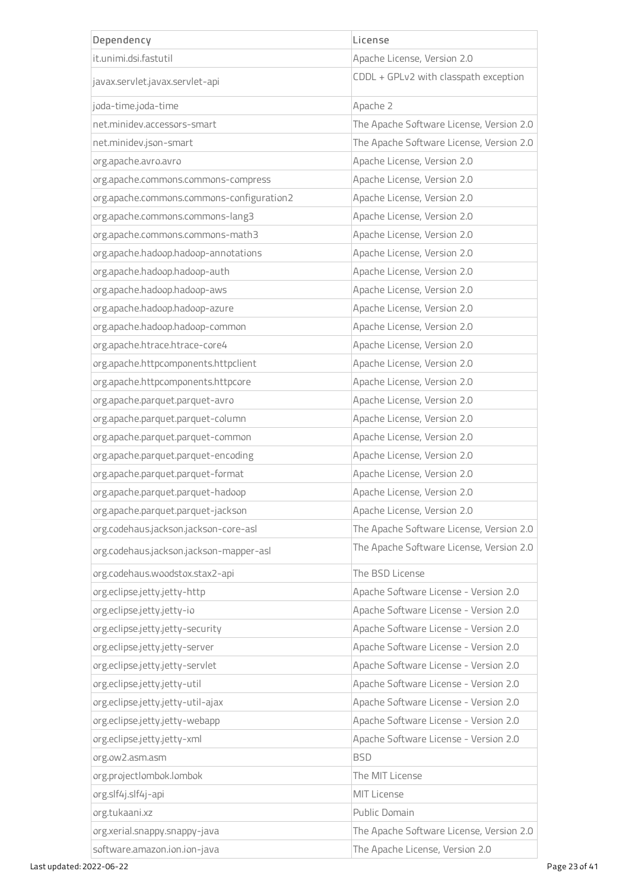| Dependency | License |
|---|---|
| it.unimi.dsi.fastutil | Apache License, Version 2.0 |
| javax.servlet.javax.servlet-api | CDDL + GPLv2 with classpath exception |
| joda-time.joda-time | Apache 2 |
| net.minidev.accessors-smart | The Apache Software License, Version 2.0 |
| net.minidev.json-smart | The Apache Software License, Version 2.0 |
| org.apache.avro.avro | Apache License, Version 2.0 |
| org.apache.commons.commons-compress | Apache License, Version 2.0 |
| org.apache.commons.commons-configuration2 | Apache License, Version 2.0 |
| org.apache.commons.commons-lang3 | Apache License, Version 2.0 |
| org.apache.commons.commons-math3 | Apache License, Version 2.0 |
| org.apache.hadoop.hadoop-annotations | Apache License, Version 2.0 |
| org.apache.hadoop.hadoop-auth | Apache License, Version 2.0 |
| org.apache.hadoop.hadoop-aws | Apache License, Version 2.0 |
| org.apache.hadoop.hadoop-azure | Apache License, Version 2.0 |
| org.apache.hadoop.hadoop-common | Apache License, Version 2.0 |
| org.apache.htrace.htrace-core4 | Apache License, Version 2.0 |
| org.apache.httpcomponents.httpclient | Apache License, Version 2.0 |
| org.apache.httpcomponents.httpcore | Apache License, Version 2.0 |
| org.apache.parquet.parquet-avro | Apache License, Version 2.0 |
| org.apache.parquet.parquet-column | Apache License, Version 2.0 |
| org.apache.parquet.parquet-common | Apache License, Version 2.0 |
| org.apache.parquet.parquet-encoding | Apache License, Version 2.0 |
| org.apache.parquet.parquet-format | Apache License, Version 2.0 |
| org.apache.parquet.parquet-hadoop | Apache License, Version 2.0 |
| org.apache.parquet.parquet-jackson | Apache License, Version 2.0 |
| org.codehaus.jackson.jackson-core-asl | The Apache Software License, Version 2.0 |
| org.codehaus.jackson.jackson-mapper-asl | The Apache Software License, Version 2.0 |
| org.codehaus.woodstox.stax2-api | The BSD License |
| org.eclipse.jetty.jetty-http | Apache Software License - Version 2.0 |
| org.eclipse.jetty.jetty-io | Apache Software License - Version 2.0 |
| org.eclipse.jetty.jetty-security | Apache Software License - Version 2.0 |
| org.eclipse.jetty.jetty-server | Apache Software License - Version 2.0 |
| org.eclipse.jetty.jetty-servlet | Apache Software License - Version 2.0 |
| org.eclipse.jetty.jetty-util | Apache Software License - Version 2.0 |
| org.eclipse.jetty.jetty-util-ajax | Apache Software License - Version 2.0 |
| org.eclipse.jetty.jetty-webapp | Apache Software License - Version 2.0 |
| org.eclipse.jetty.jetty-xml | Apache Software License - Version 2.0 |
| org.ow2.asm.asm | BSD |
| org.projectlombok.lombok | The MIT License |
| org.slf4j.slf4j-api | MIT License |
| org.tukaani.xz | Public Domain |
| org.xerial.snappy.snappy-java | The Apache Software License, Version 2.0 |
| software.amazon.ion.ion-java | The Apache License, Version 2.0 |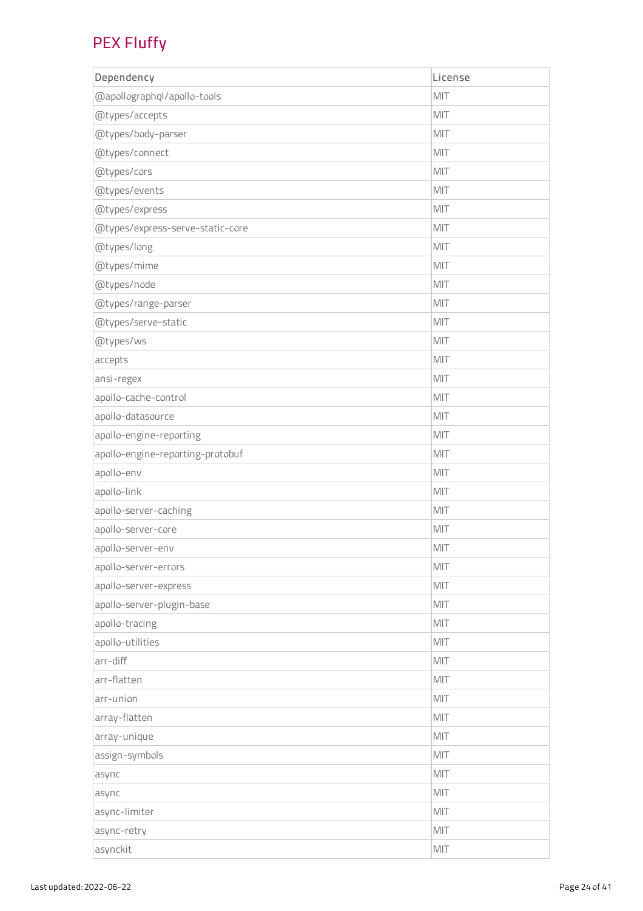## PEX Fluffy

| Dependency | License |
| --- | --- |
| @apollographql/apollo-tools | MIT |
| @types/accepts | MIT |
| @types/body-parser | MIT |
| @types/connect | MIT |
| @types/cors | MIT |
| @types/events | MIT |
| @types/express | MIT |
| @types/express-serve-static-core | MIT |
| @types/long | MIT |
| @types/mime | MIT |
| @types/node | MIT |
| @types/range-parser | MIT |
| @types/serve-static | MIT |
| @types/ws | MIT |
| accepts | MIT |
| ansi-regex | MIT |
| apollo-cache-control | MIT |
| apollo-datasource | MIT |
| apollo-engine-reporting | MIT |
| apollo-engine-reporting-protobuf | MIT |
| apollo-env | MIT |
| apollo-link | MIT |
| apollo-server-caching | MIT |
| apollo-server-core | MIT |
| apollo-server-env | MIT |
| apollo-server-errors | MIT |
| apollo-server-express | MIT |
| apollo-server-plugin-base | MIT |
| apollo-tracing | MIT |
| apollo-utilities | MIT |
| arr-diff | MIT |
| arr-flatten | MIT |
| arr-union | MIT |
| array-flatten | MIT |
| array-unique | MIT |
| assign-symbols | MIT |
| async | MIT |
| async | MIT |
| async-limiter | MIT |
| async-retry | MIT |
| asynckit | MIT |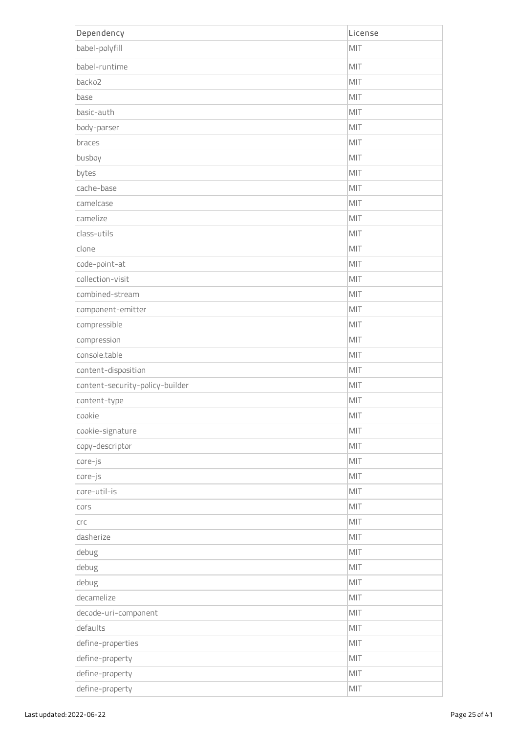| Dependency | License |
| --- | --- |
| babel-polyfill | MIT |
| babel-runtime | MIT |
| backo2 | MIT |
| base | MIT |
| basic-auth | MIT |
| body-parser | MIT |
| braces | MIT |
| busboy | MIT |
| bytes | MIT |
| cache-base | MIT |
| camelcase | MIT |
| camelize | MIT |
| class-utils | MIT |
| clone | MIT |
| code-point-at | MIT |
| collection-visit | MIT |
| combined-stream | MIT |
| component-emitter | MIT |
| compressible | MIT |
| compression | MIT |
| console.table | MIT |
| content-disposition | MIT |
| content-security-policy-builder | MIT |
| content-type | MIT |
| cookie | MIT |
| cookie-signature | MIT |
| copy-descriptor | MIT |
| core-js | MIT |
| core-js | MIT |
| core-util-is | MIT |
| cors | MIT |
| crc | MIT |
| dasherize | MIT |
| debug | MIT |
| debug | MIT |
| debug | MIT |
| decamelize | MIT |
| decode-uri-component | MIT |
| defaults | MIT |
| define-properties | MIT |
| define-property | MIT |
| define-property | MIT |
| define-property | MIT |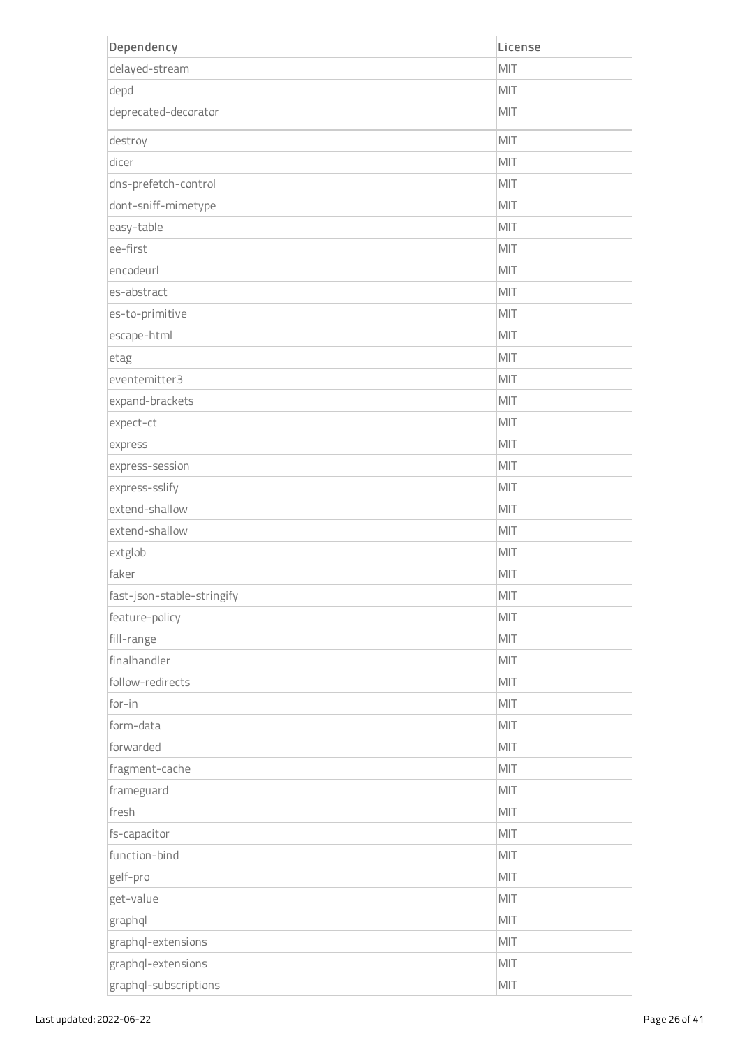| Dependency | License |
|---|---|
| delayed-stream | MIT |
| depd | MIT |
| deprecated-decorator | MIT |
| destroy | MIT |
| dicer | MIT |
| dns-prefetch-control | MIT |
| dont-sniff-mimetype | MIT |
| easy-table | MIT |
| ee-first | MIT |
| encodeurl | MIT |
| es-abstract | MIT |
| es-to-primitive | MIT |
| escape-html | MIT |
| etag | MIT |
| eventemitter3 | MIT |
| expand-brackets | MIT |
| expect-ct | MIT |
| express | MIT |
| express-session | MIT |
| express-sslify | MIT |
| extend-shallow | MIT |
| extend-shallow | MIT |
| extglob | MIT |
| faker | MIT |
| fast-json-stable-stringify | MIT |
| feature-policy | MIT |
| fill-range | MIT |
| finalhandler | MIT |
| follow-redirects | MIT |
| for-in | MIT |
| form-data | MIT |
| forwarded | MIT |
| fragment-cache | MIT |
| frameguard | MIT |
| fresh | MIT |
| fs-capacitor | MIT |
| function-bind | MIT |
| gelf-pro | MIT |
| get-value | MIT |
| graphql | MIT |
| graphql-extensions | MIT |
| graphql-extensions | MIT |
| graphql-subscriptions | MIT |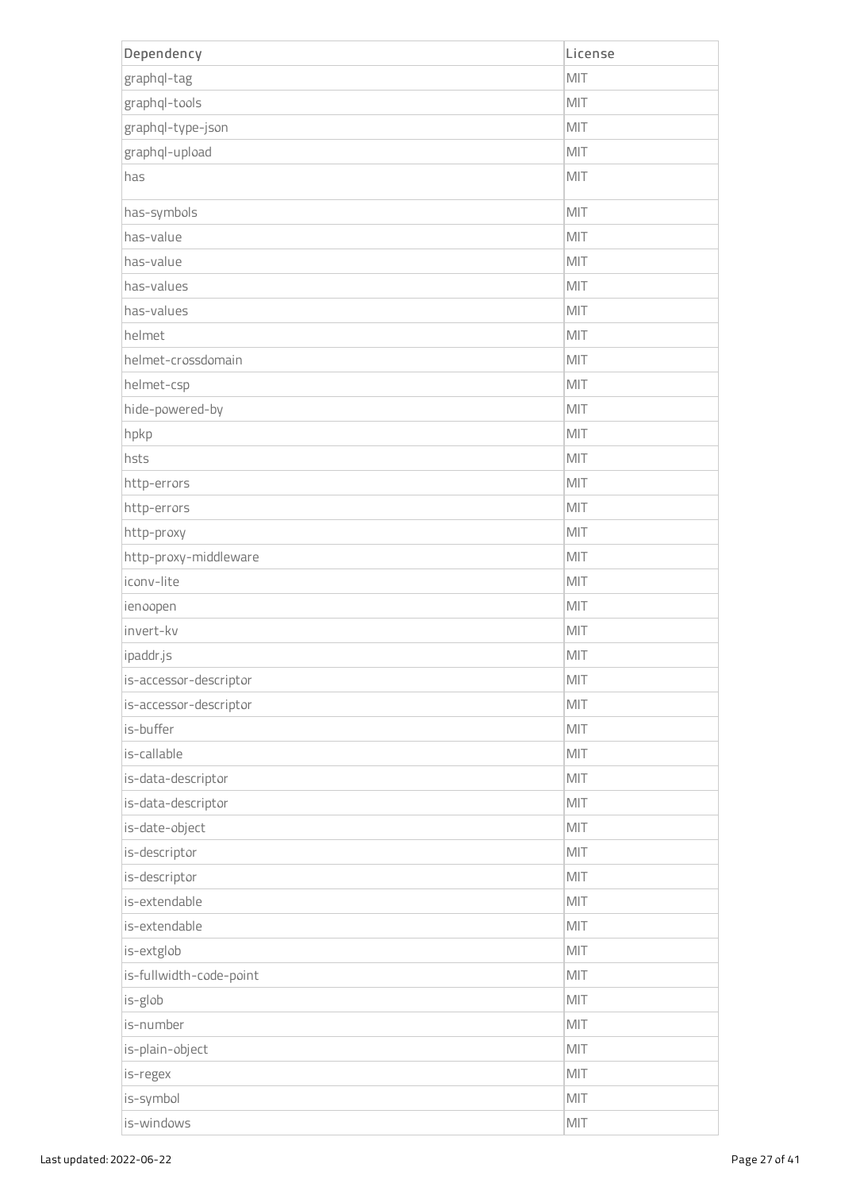| Dependency | License |
| --- | --- |
| graphql-tag | MIT |
| graphql-tools | MIT |
| graphql-type-json | MIT |
| graphql-upload | MIT |
| has | MIT |
| has-symbols | MIT |
| has-value | MIT |
| has-value | MIT |
| has-values | MIT |
| has-values | MIT |
| helmet | MIT |
| helmet-crossdomain | MIT |
| helmet-csp | MIT |
| hide-powered-by | MIT |
| hpkp | MIT |
| hsts | MIT |
| http-errors | MIT |
| http-errors | MIT |
| http-proxy | MIT |
| http-proxy-middleware | MIT |
| iconv-lite | MIT |
| ienoopen | MIT |
| invert-kv | MIT |
| ipaddr.js | MIT |
| is-accessor-descriptor | MIT |
| is-accessor-descriptor | MIT |
| is-buffer | MIT |
| is-callable | MIT |
| is-data-descriptor | MIT |
| is-data-descriptor | MIT |
| is-date-object | MIT |
| is-descriptor | MIT |
| is-descriptor | MIT |
| is-extendable | MIT |
| is-extendable | MIT |
| is-extglob | MIT |
| is-fullwidth-code-point | MIT |
| is-glob | MIT |
| is-number | MIT |
| is-plain-object | MIT |
| is-regex | MIT |
| is-symbol | MIT |
| is-windows | MIT |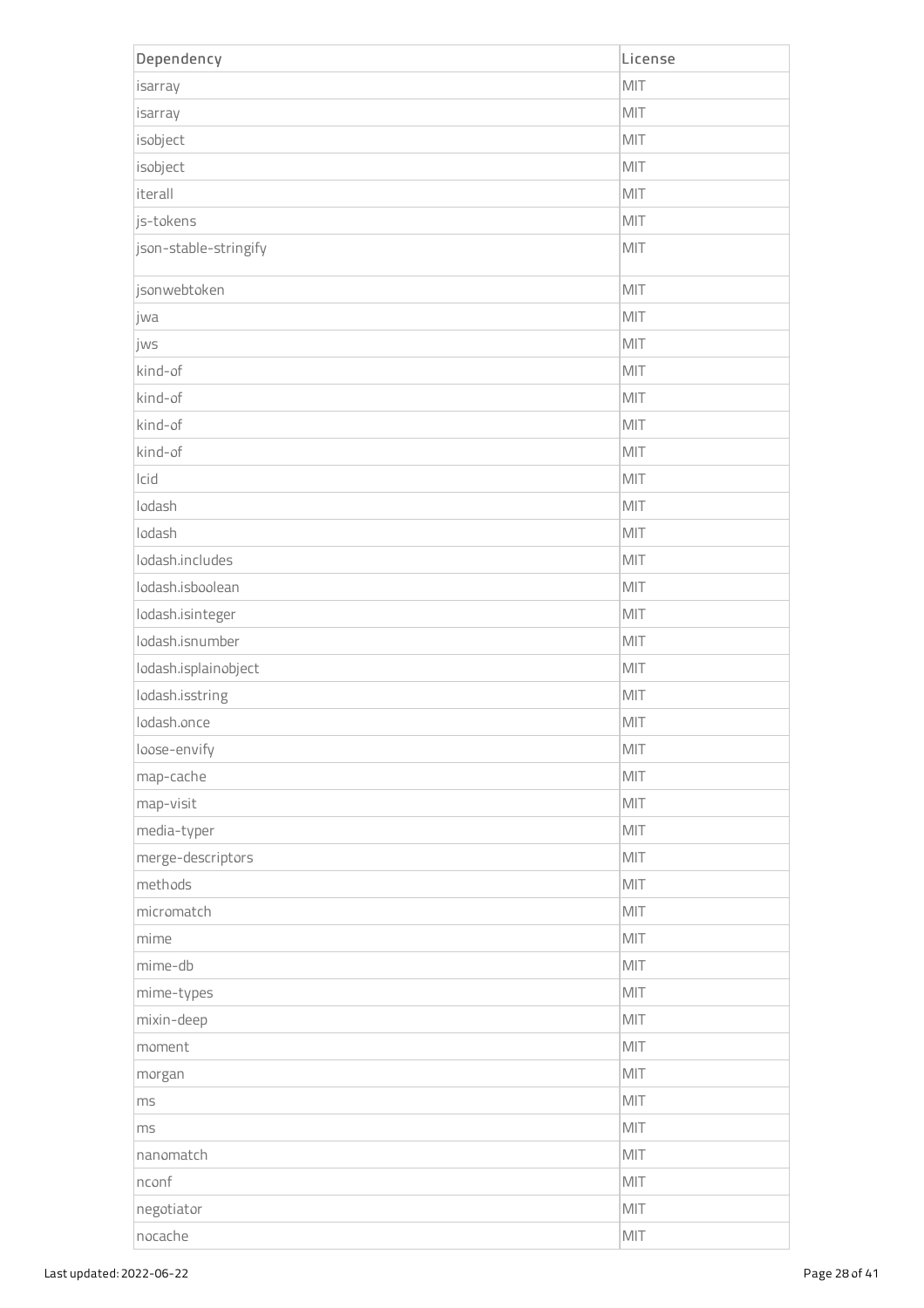| Dependency | License |
|---|---|
| isarray | MIT |
| isarray | MIT |
| isobject | MIT |
| isobject | MIT |
| iterall | MIT |
| js-tokens | MIT |
| json-stable-stringify | MIT |
| jsonwebtoken | MIT |
| jwa | MIT |
| jws | MIT |
| kind-of | MIT |
| kind-of | MIT |
| kind-of | MIT |
| kind-of | MIT |
| lcid | MIT |
| lodash | MIT |
| lodash | MIT |
| lodash.includes | MIT |
| lodash.isboolean | MIT |
| lodash.isinteger | MIT |
| lodash.isnumber | MIT |
| lodash.isplainobject | MIT |
| lodash.isstring | MIT |
| lodash.once | MIT |
| loose-envify | MIT |
| map-cache | MIT |
| map-visit | MIT |
| media-typer | MIT |
| merge-descriptors | MIT |
| methods | MIT |
| micromatch | MIT |
| mime | MIT |
| mime-db | MIT |
| mime-types | MIT |
| mixin-deep | MIT |
| moment | MIT |
| morgan | MIT |
| ms | MIT |
| ms | MIT |
| nanomatch | MIT |
| nconf | MIT |
| negotiator | MIT |
| nocache | MIT |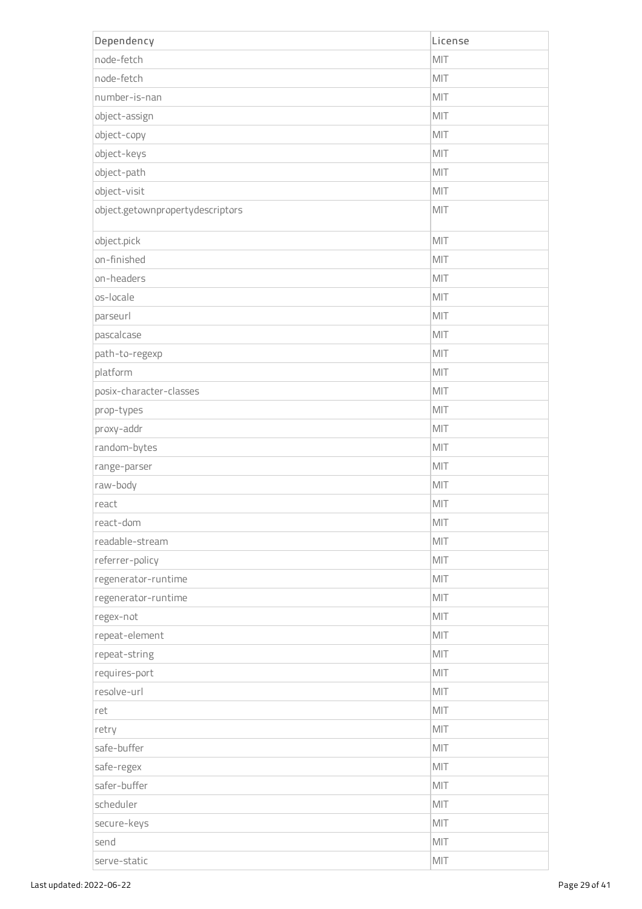| Dependency | License |
| --- | --- |
| node-fetch | MIT |
| node-fetch | MIT |
| number-is-nan | MIT |
| object-assign | MIT |
| object-copy | MIT |
| object-keys | MIT |
| object-path | MIT |
| object-visit | MIT |
| object.getownpropertydescriptors | MIT |
| object.pick | MIT |
| on-finished | MIT |
| on-headers | MIT |
| os-locale | MIT |
| parseurl | MIT |
| pascalcase | MIT |
| path-to-regexp | MIT |
| platform | MIT |
| posix-character-classes | MIT |
| prop-types | MIT |
| proxy-addr | MIT |
| random-bytes | MIT |
| range-parser | MIT |
| raw-body | MIT |
| react | MIT |
| react-dom | MIT |
| readable-stream | MIT |
| referrer-policy | MIT |
| regenerator-runtime | MIT |
| regenerator-runtime | MIT |
| regex-not | MIT |
| repeat-element | MIT |
| repeat-string | MIT |
| requires-port | MIT |
| resolve-url | MIT |
| ret | MIT |
| retry | MIT |
| safe-buffer | MIT |
| safe-regex | MIT |
| safer-buffer | MIT |
| scheduler | MIT |
| secure-keys | MIT |
| send | MIT |
| serve-static | MIT |

Last updated: 2022-06-22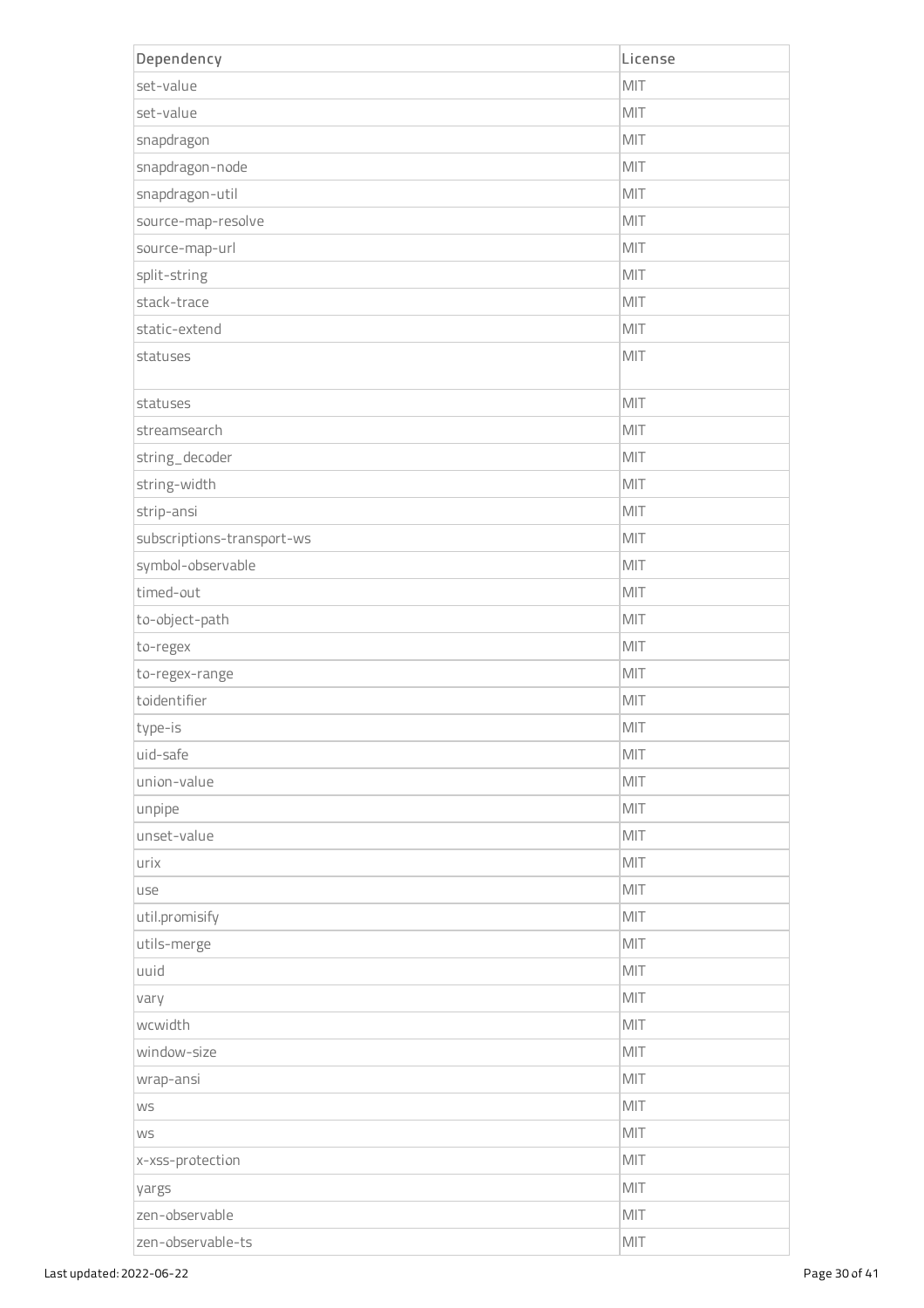| Dependency | License |
| --- | --- |
| set-value | MIT |
| set-value | MIT |
| snapdragon | MIT |
| snapdragon-node | MIT |
| snapdragon-util | MIT |
| source-map-resolve | MIT |
| source-map-url | MIT |
| split-string | MIT |
| stack-trace | MIT |
| static-extend | MIT |
| statuses | MIT |
| statuses | MIT |
| streamsearch | MIT |
| string_decoder | MIT |
| string-width | MIT |
| strip-ansi | MIT |
| subscriptions-transport-ws | MIT |
| symbol-observable | MIT |
| timed-out | MIT |
| to-object-path | MIT |
| to-regex | MIT |
| to-regex-range | MIT |
| toidentifier | MIT |
| type-is | MIT |
| uid-safe | MIT |
| union-value | MIT |
| unpipe | MIT |
| unset-value | MIT |
| urix | MIT |
| use | MIT |
| util.promisify | MIT |
| utils-merge | MIT |
| uuid | MIT |
| vary | MIT |
| wcwidth | MIT |
| window-size | MIT |
| wrap-ansi | MIT |
| ws | MIT |
| ws | MIT |
| x-xss-protection | MIT |
| yargs | MIT |
| zen-observable | MIT |
| zen-observable-ts | MIT |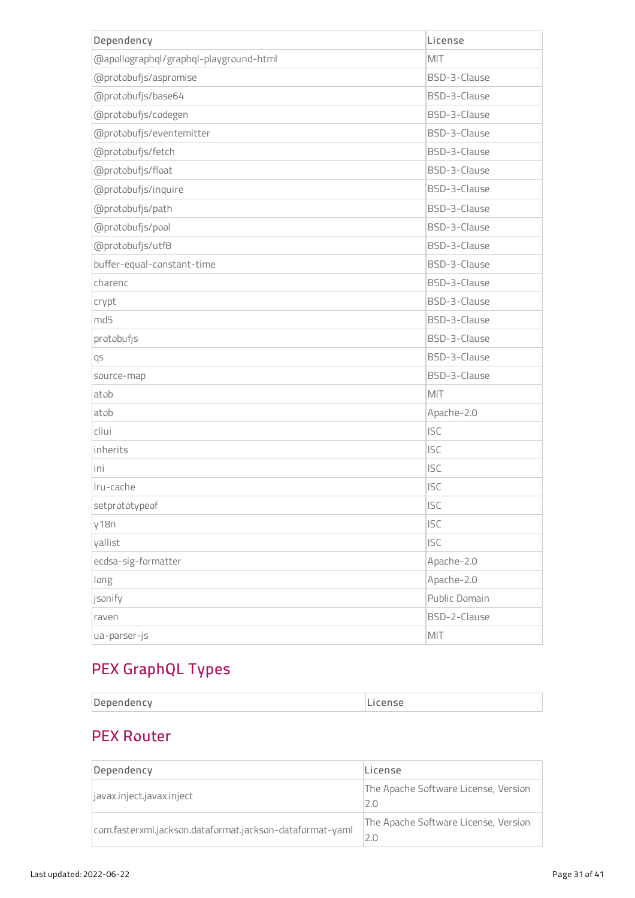| Dependency | License |
| --- | --- |
| @apollographql/graphql-playground-html | MIT |
| @protobufjs/aspromise | BSD-3-Clause |
| @protobufjs/base64 | BSD-3-Clause |
| @protobufjs/codegen | BSD-3-Clause |
| @protobufjs/eventemitter | BSD-3-Clause |
| @protobufjs/fetch | BSD-3-Clause |
| @protobufjs/float | BSD-3-Clause |
| @protobufjs/inquire | BSD-3-Clause |
| @protobufjs/path | BSD-3-Clause |
| @protobufjs/pool | BSD-3-Clause |
| @protobufjs/utf8 | BSD-3-Clause |
| buffer-equal-constant-time | BSD-3-Clause |
| charenc | BSD-3-Clause |
| crypt | BSD-3-Clause |
| md5 | BSD-3-Clause |
| protobufjs | BSD-3-Clause |
| qs | BSD-3-Clause |
| source-map | BSD-3-Clause |
| atob | MIT |
| atob | Apache-2.0 |
| cliui | ISC |
| inherits | ISC |
| ini | ISC |
| lru-cache | ISC |
| setprototypeof | ISC |
| y18n | ISC |
| yallist | ISC |
| ecdsa-sig-formatter | Apache-2.0 |
| long | Apache-2.0 |
| jsonify | Public Domain |
| raven | BSD-2-Clause |
| ua-parser-js | MIT |

## PEX GraphQL Types

| Dependency | License |
| --- | --- |

## PEX Router

| Dependency | License |
| --- | --- |
| javax.inject.javax.inject | The Apache Software License, Version 2.0 |
| com.fasterxml.jackson.dataformat.jackson-dataformat-yaml | The Apache Software License, Version 2.0 |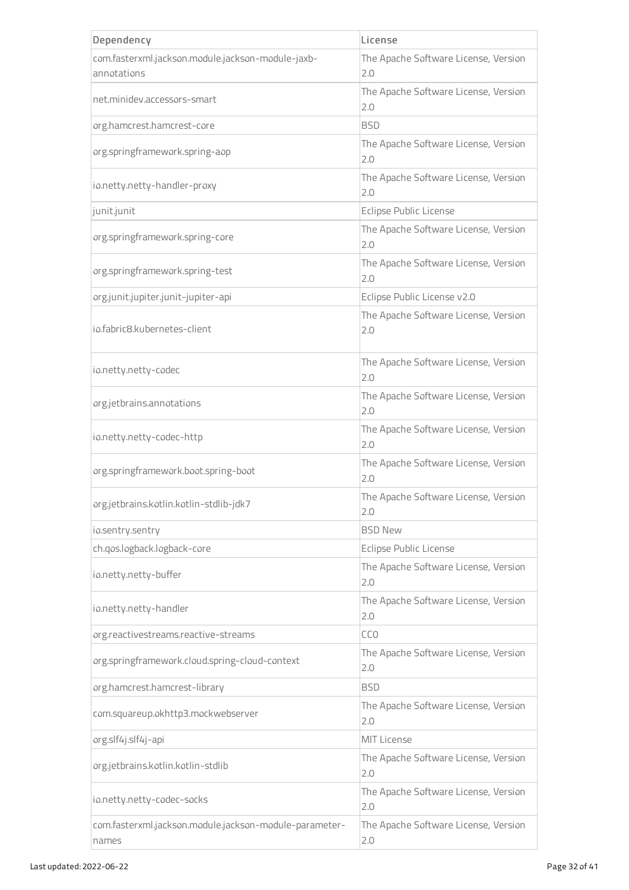| Dependency | License |
|---|---|
| com.fasterxml.jackson.module.jackson-module-jaxb-annotations | The Apache Software License, Version 2.0 |
| net.minidev.accessors-smart | The Apache Software License, Version 2.0 |
| org.hamcrest.hamcrest-core | BSD |
| org.springframework.spring-aop | The Apache Software License, Version 2.0 |
| io.netty.netty-handler-proxy | The Apache Software License, Version 2.0 |
| junit.junit | Eclipse Public License |
| org.springframework.spring-core | The Apache Software License, Version 2.0 |
| org.springframework.spring-test | The Apache Software License, Version 2.0 |
| org.junit.jupiter.junit-jupiter-api | Eclipse Public License v2.0 |
| io.fabric8.kubernetes-client | The Apache Software License, Version 2.0 |
| io.netty.netty-codec | The Apache Software License, Version 2.0 |
| org.jetbrains.annotations | The Apache Software License, Version 2.0 |
| io.netty.netty-codec-http | The Apache Software License, Version 2.0 |
| org.springframework.boot.spring-boot | The Apache Software License, Version 2.0 |
| org.jetbrains.kotlin.kotlin-stdlib-jdk7 | The Apache Software License, Version 2.0 |
| io.sentry.sentry | BSD New |
| ch.qos.logback.logback-core | Eclipse Public License |
| io.netty.netty-buffer | The Apache Software License, Version 2.0 |
| io.netty.netty-handler | The Apache Software License, Version 2.0 |
| org.reactivestreams.reactive-streams | CC0 |
| org.springframework.cloud.spring-cloud-context | The Apache Software License, Version 2.0 |
| org.hamcrest.hamcrest-library | BSD |
| com.squareup.okhttp3.mockwebserver | The Apache Software License, Version 2.0 |
| org.slf4j.slf4j-api | MIT License |
| org.jetbrains.kotlin.kotlin-stdlib | The Apache Software License, Version 2.0 |
| io.netty.netty-codec-socks | The Apache Software License, Version 2.0 |
| com.fasterxml.jackson.module.jackson-module-parameter-names | The Apache Software License, Version 2.0 |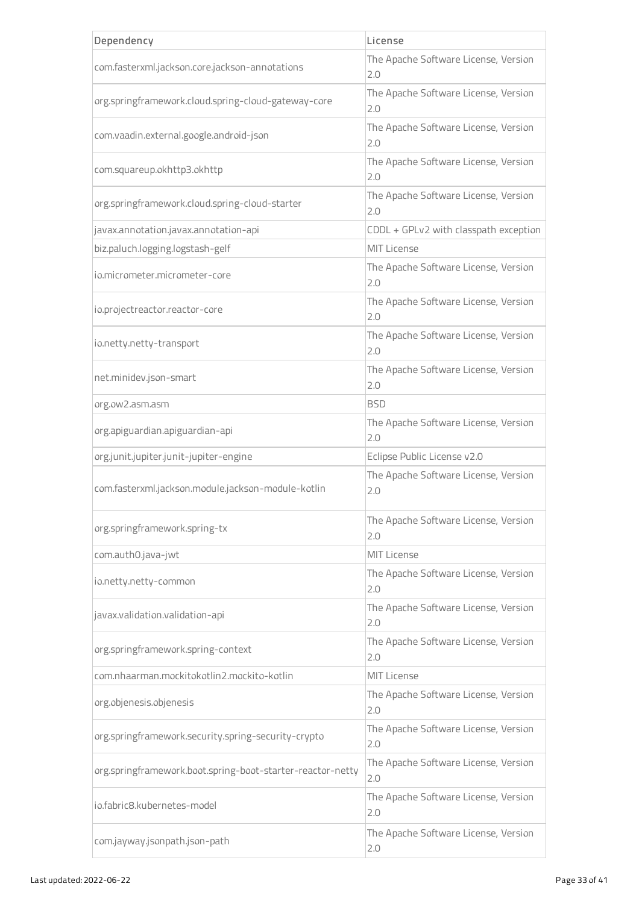| Dependency | License |
|---|---|
| com.fasterxml.jackson.core.jackson-annotations | The Apache Software License, Version 2.0 |
| org.springframework.cloud.spring-cloud-gateway-core | The Apache Software License, Version 2.0 |
| com.vaadin.external.google.android-json | The Apache Software License, Version 2.0 |
| com.squareup.okhttp3.okhttp | The Apache Software License, Version 2.0 |
| org.springframework.cloud.spring-cloud-starter | The Apache Software License, Version 2.0 |
| javax.annotation.javax.annotation-api | CDDL + GPLv2 with classpath exception |
| biz.paluch.logging.logstash-gelf | MIT License |
| io.micrometer.micrometer-core | The Apache Software License, Version 2.0 |
| io.projectreactor.reactor-core | The Apache Software License, Version 2.0 |
| io.netty.netty-transport | The Apache Software License, Version 2.0 |
| net.minidev.json-smart | The Apache Software License, Version 2.0 |
| org.ow2.asm.asm | BSD |
| org.apiguardian.apiguardian-api | The Apache Software License, Version 2.0 |
| org.junit.jupiter.junit-jupiter-engine | Eclipse Public License v2.0 |
| com.fasterxml.jackson.module.jackson-module-kotlin | The Apache Software License, Version 2.0 |
| org.springframework.spring-tx | The Apache Software License, Version 2.0 |
| com.auth0.java-jwt | MIT License |
| io.netty.netty-common | The Apache Software License, Version 2.0 |
| javax.validation.validation-api | The Apache Software License, Version 2.0 |
| org.springframework.spring-context | The Apache Software License, Version 2.0 |
| com.nhaarman.mockitokotlin2.mockito-kotlin | MIT License |
| org.objenesis.objenesis | The Apache Software License, Version 2.0 |
| org.springframework.security.spring-security-crypto | The Apache Software License, Version 2.0 |
| org.springframework.boot.spring-boot-starter-reactor-netty | The Apache Software License, Version 2.0 |
| io.fabric8.kubernetes-model | The Apache Software License, Version 2.0 |
| com.jayway.jsonpath.json-path | The Apache Software License, Version 2.0 |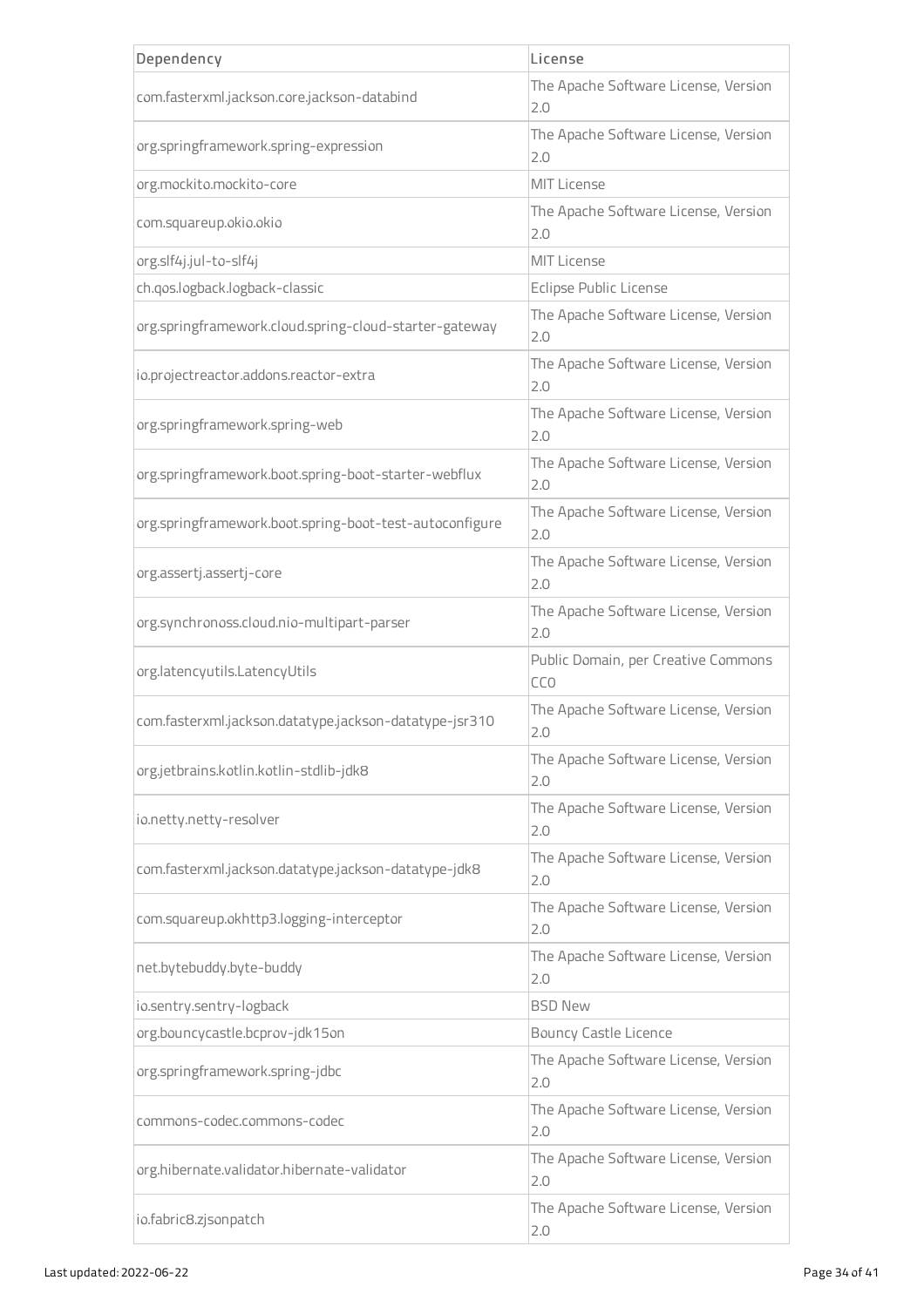| Dependency | License |
| --- | --- |
| com.fasterxml.jackson.core.jackson-databind | The Apache Software License, Version 2.0 |
| org.springframework.spring-expression | The Apache Software License, Version 2.0 |
| org.mockito.mockito-core | MIT License |
| com.squareup.okio.okio | The Apache Software License, Version 2.0 |
| org.slf4j.jul-to-slf4j | MIT License |
| ch.qos.logback.logback-classic | Eclipse Public License |
| org.springframework.cloud.spring-cloud-starter-gateway | The Apache Software License, Version 2.0 |
| io.projectreactor.addons.reactor-extra | The Apache Software License, Version 2.0 |
| org.springframework.spring-web | The Apache Software License, Version 2.0 |
| org.springframework.boot.spring-boot-starter-webflux | The Apache Software License, Version 2.0 |
| org.springframework.boot.spring-boot-test-autoconfigure | The Apache Software License, Version 2.0 |
| org.assertj.assertj-core | The Apache Software License, Version 2.0 |
| org.synchronoss.cloud.nio-multipart-parser | The Apache Software License, Version 2.0 |
| org.latencyutils.LatencyUtils | Public Domain, per Creative Commons CC0 |
| com.fasterxml.jackson.datatype.jackson-datatype-jsr310 | The Apache Software License, Version 2.0 |
| org.jetbrains.kotlin.kotlin-stdlib-jdk8 | The Apache Software License, Version 2.0 |
| io.netty.netty-resolver | The Apache Software License, Version 2.0 |
| com.fasterxml.jackson.datatype.jackson-datatype-jdk8 | The Apache Software License, Version 2.0 |
| com.squareup.okhttp3.logging-interceptor | The Apache Software License, Version 2.0 |
| net.bytebuddy.byte-buddy | The Apache Software License, Version 2.0 |
| io.sentry.sentry-logback | BSD New |
| org.bouncycastle.bcprov-jdk15on | Bouncy Castle Licence |
| org.springframework.spring-jdbc | The Apache Software License, Version 2.0 |
| commons-codec.commons-codec | The Apache Software License, Version 2.0 |
| org.hibernate.validator.hibernate-validator | The Apache Software License, Version 2.0 |
| io.fabric8.zjsonpatch | The Apache Software License, Version 2.0 |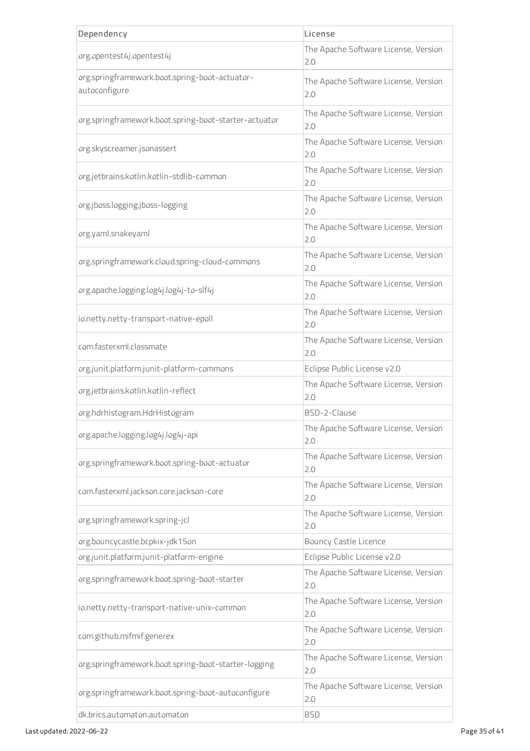| Dependency | License |
| --- | --- |
| org.opentest4j.opentest4j | The Apache Software License, Version 2.0 |
| org.springframework.boot.spring-boot-actuator-autoconfigure | The Apache Software License, Version 2.0 |
| org.springframework.boot.spring-boot-starter-actuator | The Apache Software License, Version 2.0 |
| org.skyscreamer.jsonassert | The Apache Software License, Version 2.0 |
| org.jetbrains.kotlin.kotlin-stdlib-common | The Apache Software License, Version 2.0 |
| org.jboss.logging.jboss-logging | The Apache Software License, Version 2.0 |
| org.yaml.snakeyaml | The Apache Software License, Version 2.0 |
| org.springframework.cloud.spring-cloud-commons | The Apache Software License, Version 2.0 |
| org.apache.logging.log4j.log4j-to-slf4j | The Apache Software License, Version 2.0 |
| io.netty.netty-transport-native-epoll | The Apache Software License, Version 2.0 |
| com.fasterxml.classmate | The Apache Software License, Version 2.0 |
| org.junit.platform.junit-platform-commons | Eclipse Public License v2.0 |
| org.jetbrains.kotlin.kotlin-reflect | The Apache Software License, Version 2.0 |
| org.hdrhistogram.HdrHistogram | BSD-2-Clause |
| org.apache.logging.log4j.log4j-api | The Apache Software License, Version 2.0 |
| org.springframework.boot.spring-boot-actuator | The Apache Software License, Version 2.0 |
| com.fasterxml.jackson.core.jackson-core | The Apache Software License, Version 2.0 |
| org.springframework.spring-jcl | The Apache Software License, Version 2.0 |
| org.bouncycastle.bcpkix-jdk15on | Bouncy Castle Licence |
| org.junit.platform.junit-platform-engine | Eclipse Public License v2.0 |
| org.springframework.boot.spring-boot-starter | The Apache Software License, Version 2.0 |
| io.netty.netty-transport-native-unix-common | The Apache Software License, Version 2.0 |
| com.github.mifmif.generex | The Apache Software License, Version 2.0 |
| org.springframework.boot.spring-boot-starter-logging | The Apache Software License, Version 2.0 |
| org.springframework.boot.spring-boot-autoconfigure | The Apache Software License, Version 2.0 |
| dk.brics.automaton.automaton | BSD |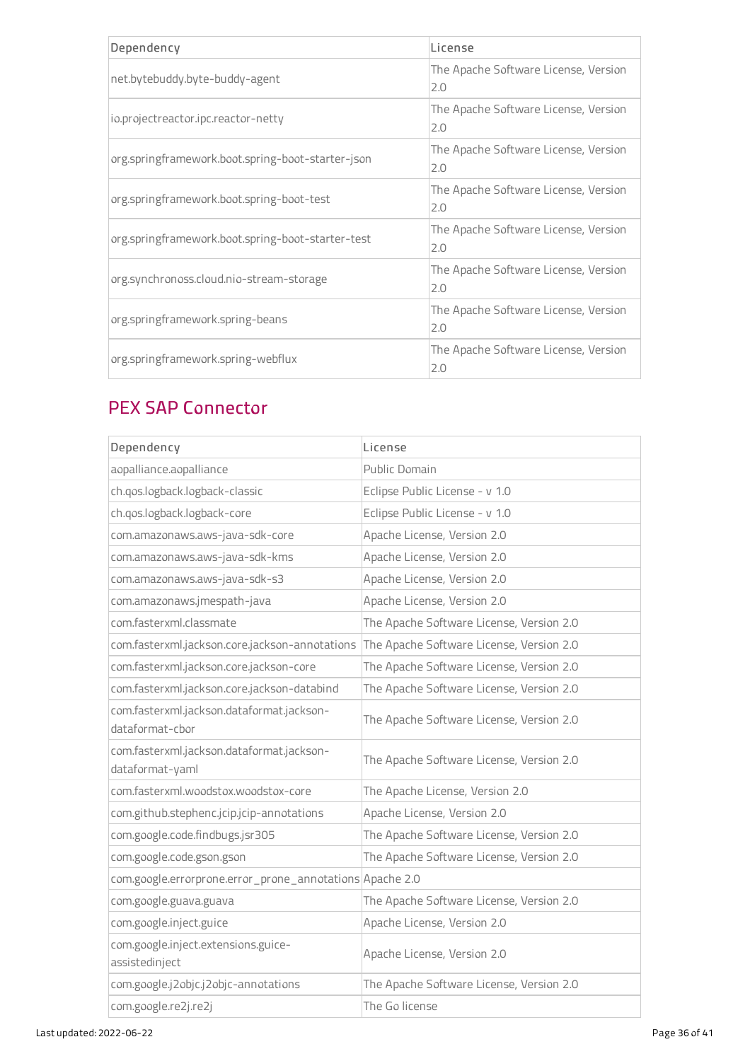| Dependency | License |
| --- | --- |
| net.bytebuddy.byte-buddy-agent | The Apache Software License, Version 2.0 |
| io.projectreactor.ipc.reactor-netty | The Apache Software License, Version 2.0 |
| org.springframework.boot.spring-boot-starter-json | The Apache Software License, Version 2.0 |
| org.springframework.boot.spring-boot-test | The Apache Software License, Version 2.0 |
| org.springframework.boot.spring-boot-starter-test | The Apache Software License, Version 2.0 |
| org.synchronoss.cloud.nio-stream-storage | The Apache Software License, Version 2.0 |
| org.springframework.spring-beans | The Apache Software License, Version 2.0 |
| org.springframework.spring-webflux | The Apache Software License, Version 2.0 |

## PEX SAP Connector

| Dependency | License |
| --- | --- |
| aopalliance.aopalliance | Public Domain |
| ch.qos.logback.logback-classic | Eclipse Public License - v 1.0 |
| ch.qos.logback.logback-core | Eclipse Public License - v 1.0 |
| com.amazonaws.aws-java-sdk-core | Apache License, Version 2.0 |
| com.amazonaws.aws-java-sdk-kms | Apache License, Version 2.0 |
| com.amazonaws.aws-java-sdk-s3 | Apache License, Version 2.0 |
| com.amazonaws.jmespath-java | Apache License, Version 2.0 |
| com.fasterxml.classmate | The Apache Software License, Version 2.0 |
| com.fasterxml.jackson.core.jackson-annotations | The Apache Software License, Version 2.0 |
| com.fasterxml.jackson.core.jackson-core | The Apache Software License, Version 2.0 |
| com.fasterxml.jackson.core.jackson-databind | The Apache Software License, Version 2.0 |
| com.fasterxml.jackson.dataformat.jackson-dataformat-cbor | The Apache Software License, Version 2.0 |
| com.fasterxml.jackson.dataformat.jackson-dataformat-yaml | The Apache Software License, Version 2.0 |
| com.fasterxml.woodstox.woodstox-core | The Apache License, Version 2.0 |
| com.github.stephenc.jcip.jcip-annotations | Apache License, Version 2.0 |
| com.google.code.findbugs.jsr305 | The Apache Software License, Version 2.0 |
| com.google.code.gson.gson | The Apache Software License, Version 2.0 |
| com.google.errorprone.error_prone_annotations | Apache 2.0 |
| com.google.guava.guava | The Apache Software License, Version 2.0 |
| com.google.inject.guice | Apache License, Version 2.0 |
| com.google.inject.extensions.guice-assistedinject | Apache License, Version 2.0 |
| com.google.j2objc.j2objc-annotations | The Apache Software License, Version 2.0 |
| com.google.re2j.re2j | The Go license |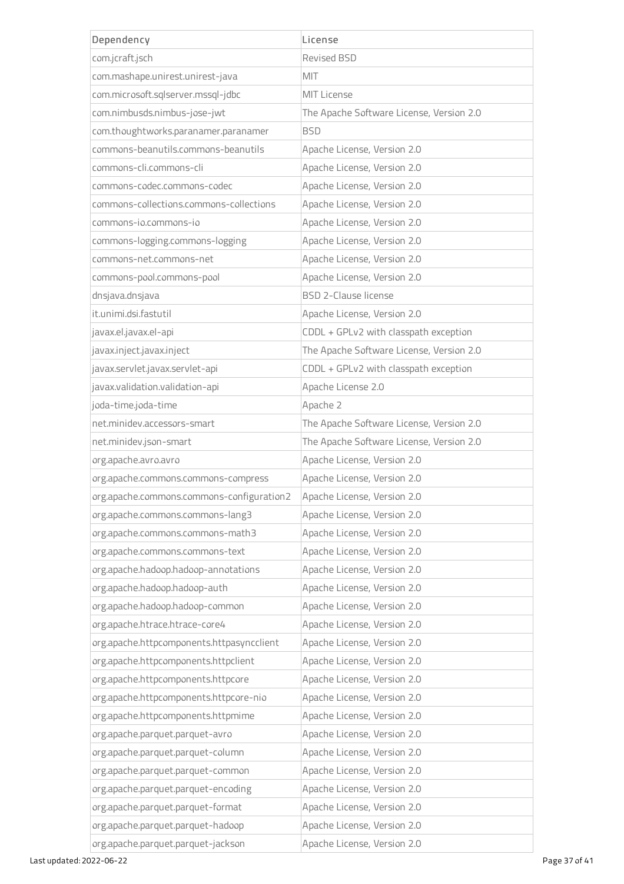| Dependency | License |
| --- | --- |
| com.jcraft.jsch | Revised BSD |
| com.mashape.unirest.unirest-java | MIT |
| com.microsoft.sqlserver.mssql-jdbc | MIT License |
| com.nimbusds.nimbus-jose-jwt | The Apache Software License, Version 2.0 |
| com.thoughtworks.paranamer.paranamer | BSD |
| commons-beanutils.commons-beanutils | Apache License, Version 2.0 |
| commons-cli.commons-cli | Apache License, Version 2.0 |
| commons-codec.commons-codec | Apache License, Version 2.0 |
| commons-collections.commons-collections | Apache License, Version 2.0 |
| commons-io.commons-io | Apache License, Version 2.0 |
| commons-logging.commons-logging | Apache License, Version 2.0 |
| commons-net.commons-net | Apache License, Version 2.0 |
| commons-pool.commons-pool | Apache License, Version 2.0 |
| dnsjava.dnsjava | BSD 2-Clause license |
| it.unimi.dsi.fastutil | Apache License, Version 2.0 |
| javax.el.javax.el-api | CDDL + GPLv2 with classpath exception |
| javax.inject.javax.inject | The Apache Software License, Version 2.0 |
| javax.servlet.javax.servlet-api | CDDL + GPLv2 with classpath exception |
| javax.validation.validation-api | Apache License 2.0 |
| joda-time.joda-time | Apache 2 |
| net.minidev.accessors-smart | The Apache Software License, Version 2.0 |
| net.minidev.json-smart | The Apache Software License, Version 2.0 |
| org.apache.avro.avro | Apache License, Version 2.0 |
| org.apache.commons.commons-compress | Apache License, Version 2.0 |
| org.apache.commons.commons-configuration2 | Apache License, Version 2.0 |
| org.apache.commons.commons-lang3 | Apache License, Version 2.0 |
| org.apache.commons.commons-math3 | Apache License, Version 2.0 |
| org.apache.commons.commons-text | Apache License, Version 2.0 |
| org.apache.hadoop.hadoop-annotations | Apache License, Version 2.0 |
| org.apache.hadoop.hadoop-auth | Apache License, Version 2.0 |
| org.apache.hadoop.hadoop-common | Apache License, Version 2.0 |
| org.apache.htrace.htrace-core4 | Apache License, Version 2.0 |
| org.apache.httpcomponents.httpasyncclient | Apache License, Version 2.0 |
| org.apache.httpcomponents.httpclient | Apache License, Version 2.0 |
| org.apache.httpcomponents.httpcore | Apache License, Version 2.0 |
| org.apache.httpcomponents.httpcore-nio | Apache License, Version 2.0 |
| org.apache.httpcomponents.httpmime | Apache License, Version 2.0 |
| org.apache.parquet.parquet-avro | Apache License, Version 2.0 |
| org.apache.parquet.parquet-column | Apache License, Version 2.0 |
| org.apache.parquet.parquet-common | Apache License, Version 2.0 |
| org.apache.parquet.parquet-encoding | Apache License, Version 2.0 |
| org.apache.parquet.parquet-format | Apache License, Version 2.0 |
| org.apache.parquet.parquet-hadoop | Apache License, Version 2.0 |
| org.apache.parquet.parquet-jackson | Apache License, Version 2.0 |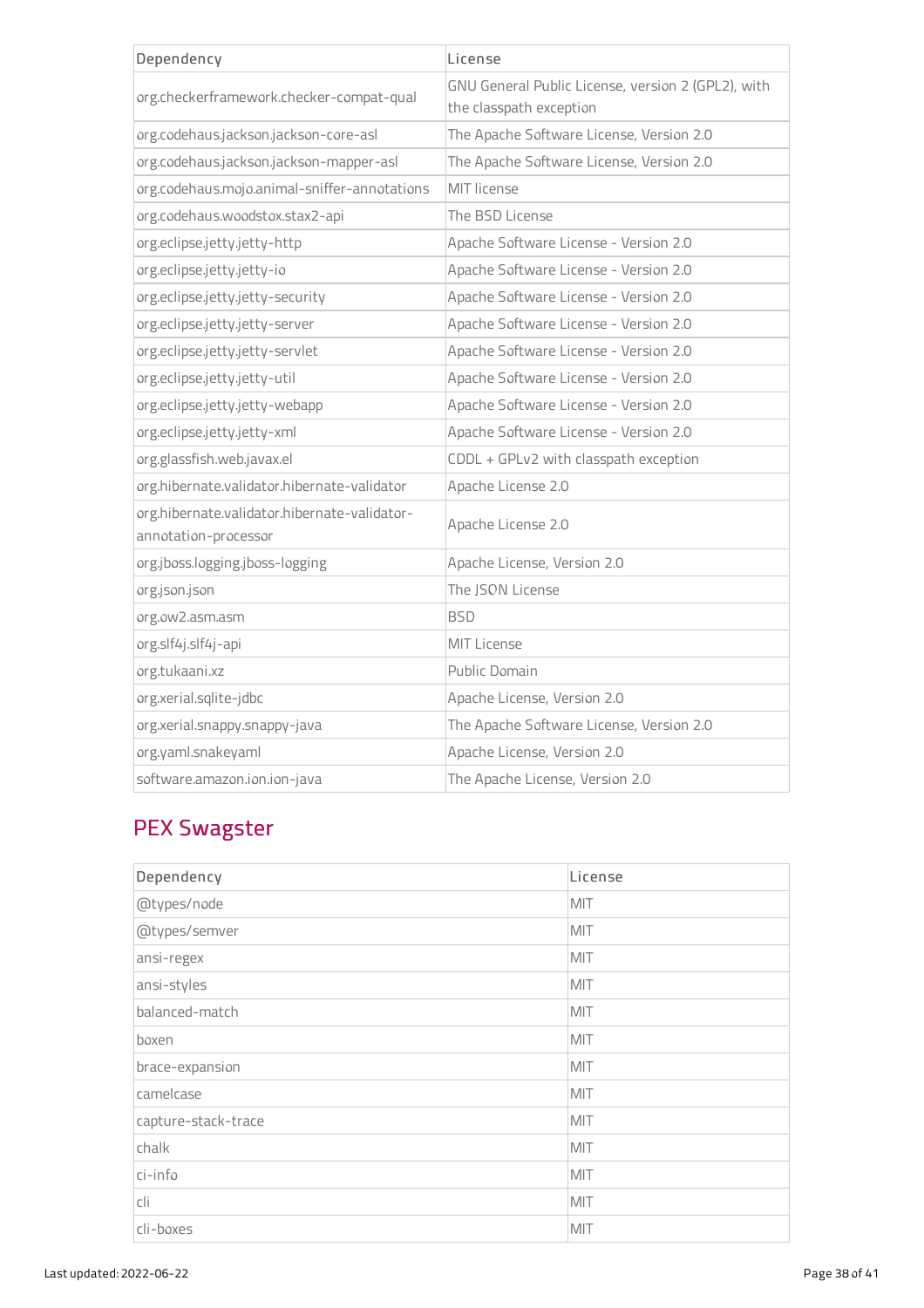| Dependency | License |
| --- | --- |
| org.checkerframework.checker-compat-qual | GNU General Public License, version 2 (GPL2), with the classpath exception |
| org.codehaus.jackson.jackson-core-asl | The Apache Software License, Version 2.0 |
| org.codehaus.jackson.jackson-mapper-asl | The Apache Software License, Version 2.0 |
| org.codehaus.mojo.animal-sniffer-annotations | MIT license |
| org.codehaus.woodstox.stax2-api | The BSD License |
| org.eclipse.jetty.jetty-http | Apache Software License - Version 2.0 |
| org.eclipse.jetty.jetty-io | Apache Software License - Version 2.0 |
| org.eclipse.jetty.jetty-security | Apache Software License - Version 2.0 |
| org.eclipse.jetty.jetty-server | Apache Software License - Version 2.0 |
| org.eclipse.jetty.jetty-servlet | Apache Software License - Version 2.0 |
| org.eclipse.jetty.jetty-util | Apache Software License - Version 2.0 |
| org.eclipse.jetty.jetty-webapp | Apache Software License - Version 2.0 |
| org.eclipse.jetty.jetty-xml | Apache Software License - Version 2.0 |
| org.glassfish.web.javax.el | CDDL + GPLv2 with classpath exception |
| org.hibernate.validator.hibernate-validator | Apache License 2.0 |
| org.hibernate.validator.hibernate-validator-annotation-processor | Apache License 2.0 |
| org.jboss.logging.jboss-logging | Apache License, Version 2.0 |
| org.json.json | The JSON License |
| org.ow2.asm.asm | BSD |
| org.slf4j.slf4j-api | MIT License |
| org.tukaani.xz | Public Domain |
| org.xerial.sqlite-jdbc | Apache License, Version 2.0 |
| org.xerial.snappy.snappy-java | The Apache Software License, Version 2.0 |
| org.yaml.snakeyaml | Apache License, Version 2.0 |
| software.amazon.ion.ion-java | The Apache License, Version 2.0 |

## PEX Swagster

| Dependency | License |
| --- | --- |
| @types/node | MIT |
| @types/semver | MIT |
| ansi-regex | MIT |
| ansi-styles | MIT |
| balanced-match | MIT |
| boxen | MIT |
| brace-expansion | MIT |
| camelcase | MIT |
| capture-stack-trace | MIT |
| chalk | MIT |
| ci-info | MIT |
| cli | MIT |
| cli-boxes | MIT |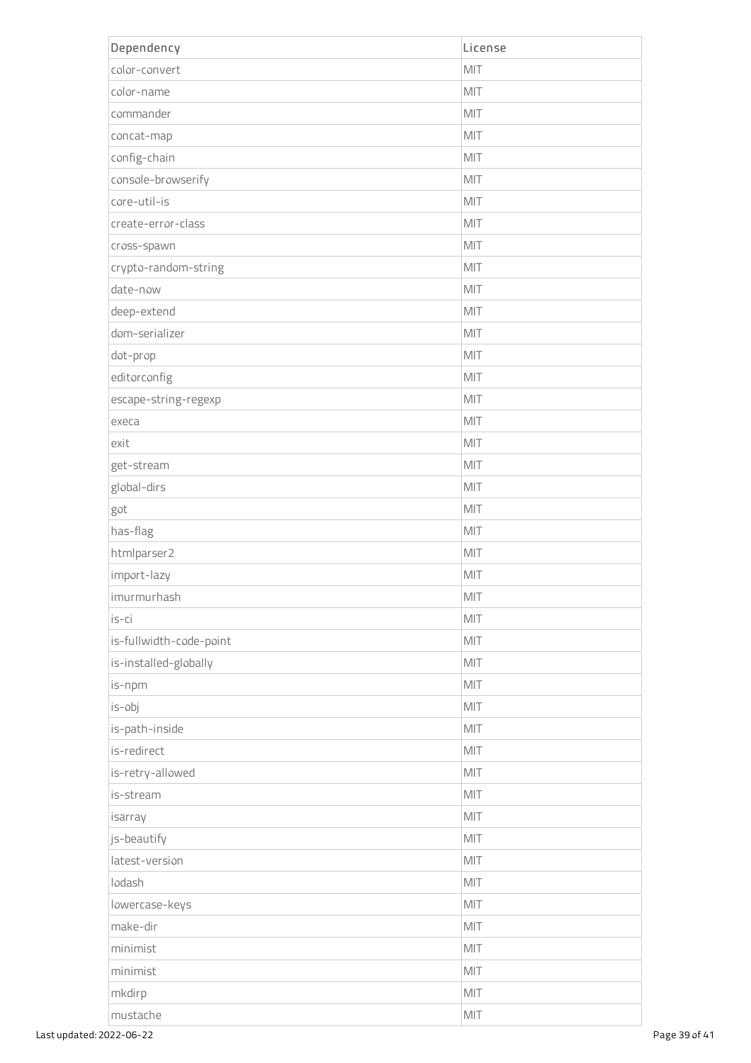| Dependency | License |
| --- | --- |
| color-convert | MIT |
| color-name | MIT |
| commander | MIT |
| concat-map | MIT |
| config-chain | MIT |
| console-browserify | MIT |
| core-util-is | MIT |
| create-error-class | MIT |
| cross-spawn | MIT |
| crypto-random-string | MIT |
| date-now | MIT |
| deep-extend | MIT |
| dom-serializer | MIT |
| dot-prop | MIT |
| editorconfig | MIT |
| escape-string-regexp | MIT |
| execa | MIT |
| exit | MIT |
| get-stream | MIT |
| global-dirs | MIT |
| got | MIT |
| has-flag | MIT |
| htmlparser2 | MIT |
| import-lazy | MIT |
| imurmurhash | MIT |
| is-ci | MIT |
| is-fullwidth-code-point | MIT |
| is-installed-globally | MIT |
| is-npm | MIT |
| is-obj | MIT |
| is-path-inside | MIT |
| is-redirect | MIT |
| is-retry-allowed | MIT |
| is-stream | MIT |
| isarray | MIT |
| js-beautify | MIT |
| latest-version | MIT |
| lodash | MIT |
| lowercase-keys | MIT |
| make-dir | MIT |
| minimist | MIT |
| minimist | MIT |
| mkdirp | MIT |
| mustache | MIT |

Last updated: 2022-06-22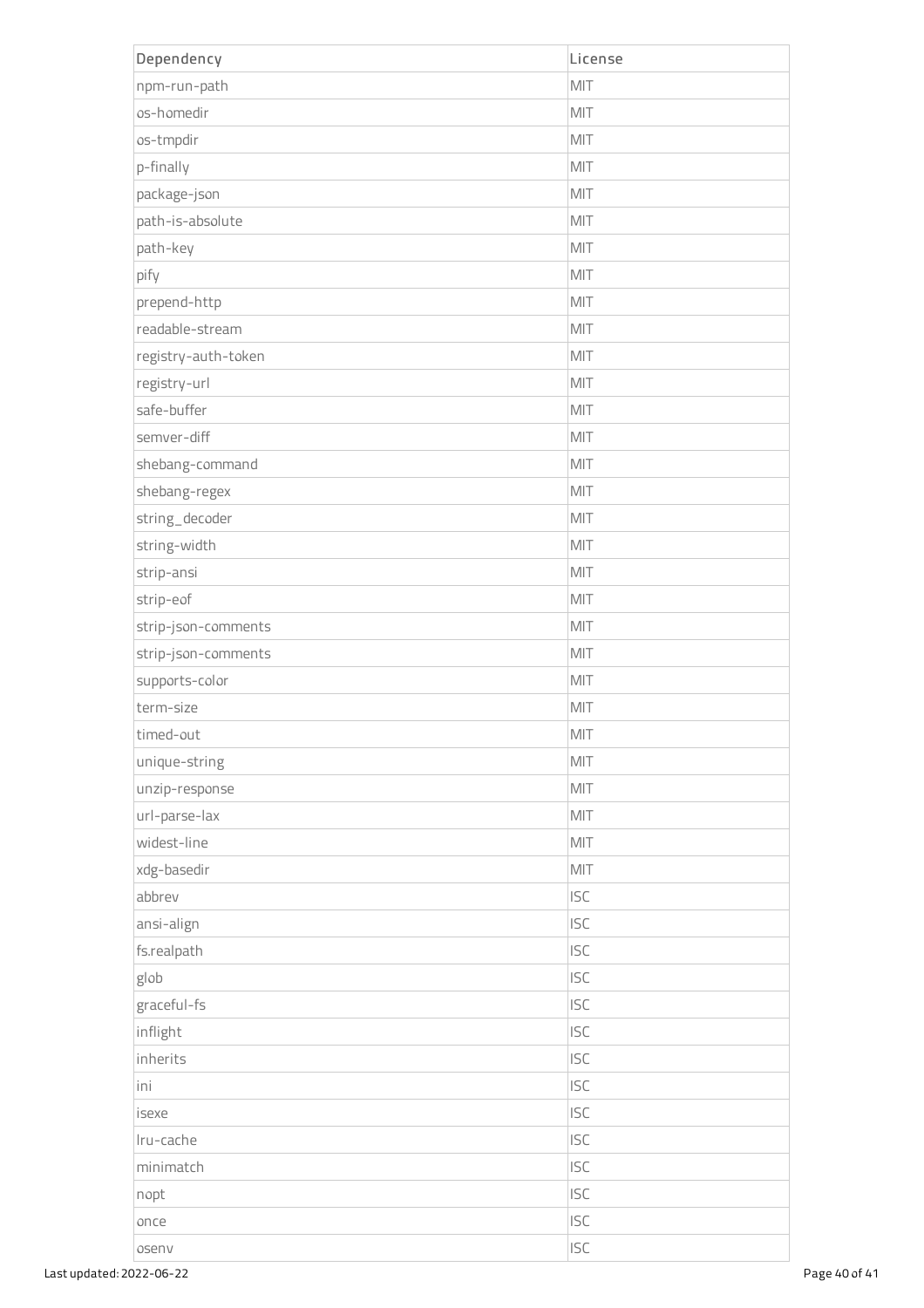| Dependency | License |
| --- | --- |
| npm-run-path | MIT |
| os-homedir | MIT |
| os-tmpdir | MIT |
| p-finally | MIT |
| package-json | MIT |
| path-is-absolute | MIT |
| path-key | MIT |
| pify | MIT |
| prepend-http | MIT |
| readable-stream | MIT |
| registry-auth-token | MIT |
| registry-url | MIT |
| safe-buffer | MIT |
| semver-diff | MIT |
| shebang-command | MIT |
| shebang-regex | MIT |
| string_decoder | MIT |
| string-width | MIT |
| strip-ansi | MIT |
| strip-eof | MIT |
| strip-json-comments | MIT |
| strip-json-comments | MIT |
| supports-color | MIT |
| term-size | MIT |
| timed-out | MIT |
| unique-string | MIT |
| unzip-response | MIT |
| url-parse-lax | MIT |
| widest-line | MIT |
| xdg-basedir | MIT |
| abbrev | ISC |
| ansi-align | ISC |
| fs.realpath | ISC |
| glob | ISC |
| graceful-fs | ISC |
| inflight | ISC |
| inherits | ISC |
| ini | ISC |
| isexe | ISC |
| lru-cache | ISC |
| minimatch | ISC |
| nopt | ISC |
| once | ISC |
| osenv | ISC |

Last updated: 2022-06-22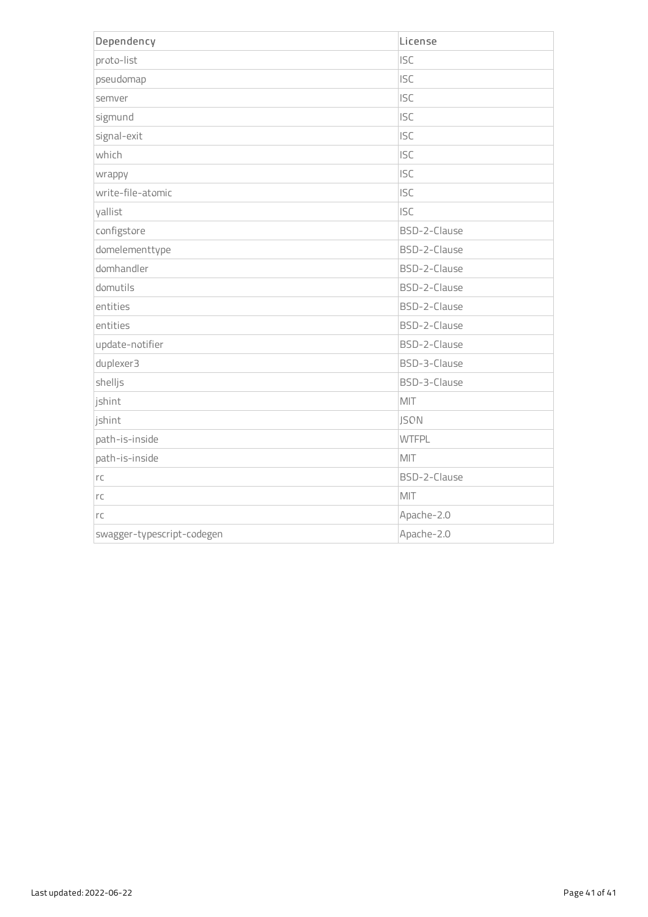| Dependency | License |
| --- | --- |
| proto-list | ISC |
| pseudomap | ISC |
| semver | ISC |
| sigmund | ISC |
| signal-exit | ISC |
| which | ISC |
| wrappy | ISC |
| write-file-atomic | ISC |
| yallist | ISC |
| configstore | BSD-2-Clause |
| domelementtype | BSD-2-Clause |
| domhandler | BSD-2-Clause |
| domutils | BSD-2-Clause |
| entities | BSD-2-Clause |
| entities | BSD-2-Clause |
| update-notifier | BSD-2-Clause |
| duplexer3 | BSD-3-Clause |
| shelljs | BSD-3-Clause |
| jshint | MIT |
| jshint | JSON |
| path-is-inside | WTFPL |
| path-is-inside | MIT |
| rc | BSD-2-Clause |
| rc | MIT |
| rc | Apache-2.0 |
| swagger-typescript-codegen | Apache-2.0 |

Last updated: 2022-06-22